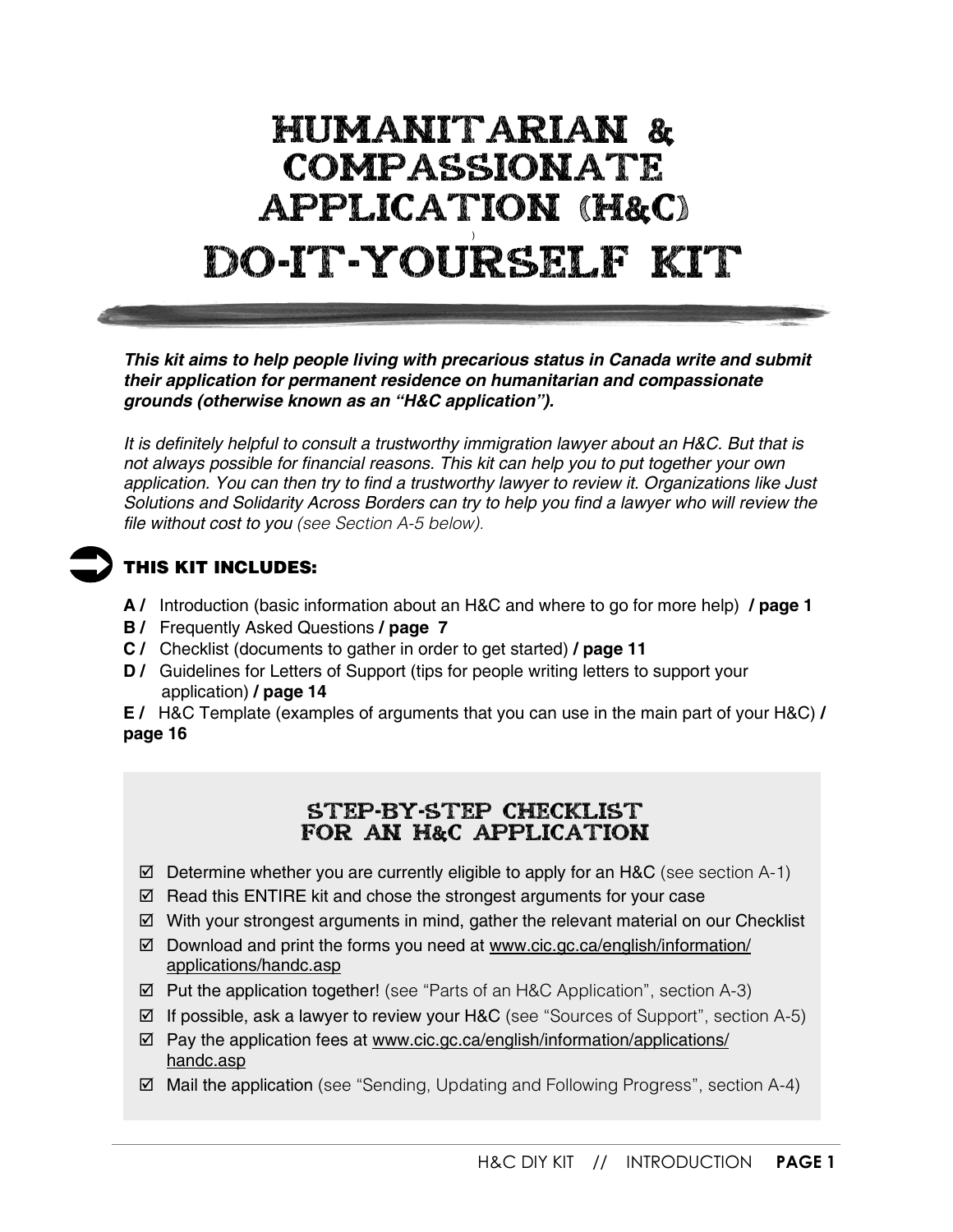# HUMANITARIAN & COMPASSIONATE APPLICATION (H&C) DO-IT-YOURSELF KIT

***This kit aims to help people living with precarious status in Canada write and submit their application for permanent residence on humanitarian and compassionate grounds (otherwise known as an "H&C application").***

*It is definitely helpful to consult a trustworthy immigration lawyer about an H&C. But that is not always possible for financial reasons. This kit can help you to put together your own application. You can then try to find a trustworthy lawyer to review it. Organizations like Just Solutions and Solidarity Across Borders can try to help you find a lawyer who will review the file without cost to you (see Section A-5 below).*

## THIS KIT INCLUDES:

**A /** Introduction (basic information about an H&C and where to go for more help) **/ page 1**
**B /** Frequently Asked Questions **/ page 7**
**C /** Checklist (documents to gather in order to get started) **/ page 11**
**D /** Guidelines for Letters of Support (tips for people writing letters to support your application) **/ page 14**
**E /** H&C Template (examples of arguments that you can use in the main part of your H&C) **/ page 16**

## STEP-BY-STEP CHECKLIST FOR AN H&C APPLICATION

- ☑ Determine whether you are currently eligible to apply for an H&C (see section A-1)
- ☑ Read this ENTIRE kit and chose the strongest arguments for your case
- ☑ With your strongest arguments in mind, gather the relevant material on our Checklist
- ☑ Download and print the forms you need at www.cic.gc.ca/english/information/applications/handc.asp
- ☑ Put the application together! (see "Parts of an H&C Application", section A-3)
- ☑ If possible, ask a lawyer to review your H&C (see "Sources of Support", section A-5)
- ☑ Pay the application fees at www.cic.gc.ca/english/information/applications/handc.asp
- ☑ Mail the application (see "Sending, Updating and Following Progress", section A-4)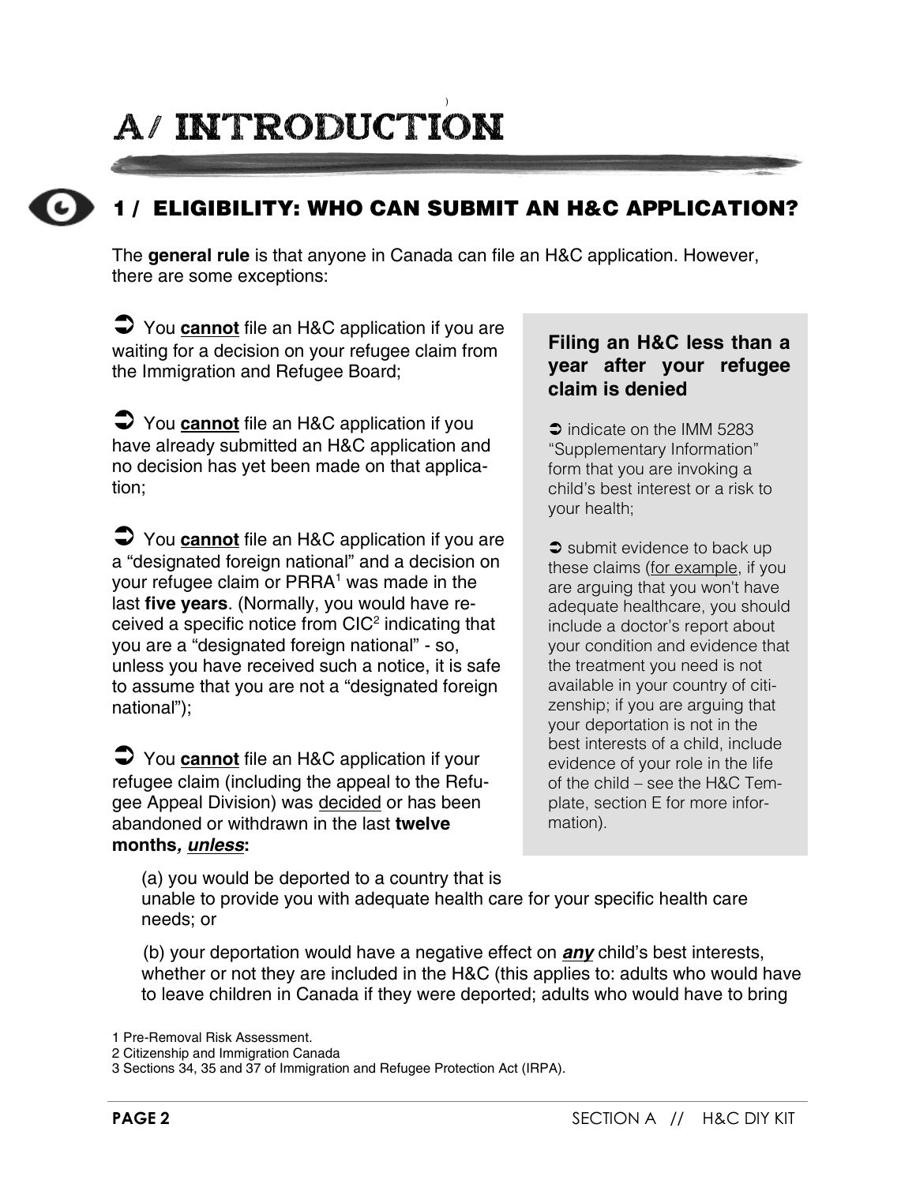# A/ INTRODUCTION

## 1 / ELIGIBILITY: WHO CAN SUBMIT AN H&C APPLICATION?

The **general rule** is that anyone in Canada can file an H&C application. However, there are some exceptions:

➲ You **cannot** file an H&C application if you are waiting for a decision on your refugee claim from the Immigration and Refugee Board;

➲ You **cannot** file an H&C application if you have already submitted an H&C application and no decision has yet been made on that application;

➲ You **cannot** file an H&C application if you are a "designated foreign national" and a decision on your refugee claim or PRRA[1] was made in the last **five years**. (Normally, you would have received a specific notice from CIC[2] indicating that you are a "designated foreign national" - so, unless you have received such a notice, it is safe to assume that you are not a "designated foreign national");

➲ You **cannot** file an H&C application if your refugee claim (including the appeal to the Refugee Appeal Division) was decided or has been abandoned or withdrawn in the last **twelve months, *unless***:

(a) you would be deported to a country that is unable to provide you with adequate health care for your specific health care needs; or

(b) your deportation would have a negative effect on ***any*** child's best interests, whether or not they are included in the H&C (this applies to: adults who would have to leave children in Canada if they were deported; adults who would have to bring

### Filing an H&C less than a year after your refugee claim is denied

➲ indicate on the IMM 5283 "Supplementary Information" form that you are invoking a child's best interest or a risk to your health;

➲ submit evidence to back up these claims (for example, if you are arguing that you won't have adequate healthcare, you should include a doctor's report about your condition and evidence that the treatment you need is not available in your country of citizenship; if you are arguing that your deportation is not in the best interests of a child, include evidence of your role in the life of the child – see the H&C Template, section E for more information).

---

1 Pre-Removal Risk Assessment.

2 Citizenship and Immigration Canada

3 Sections 34, 35 and 37 of Immigration and Refugee Protection Act (IRPA).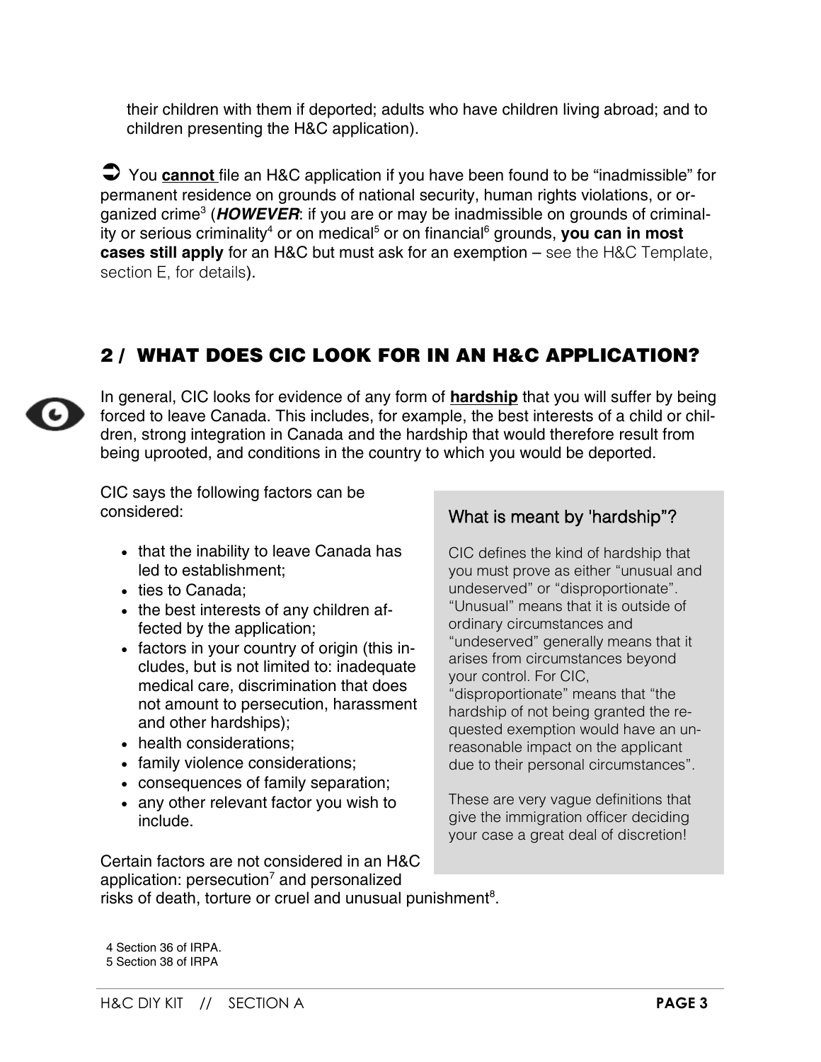their children with them if deported; adults who have children living abroad; and to children presenting the H&C application).

➲ You **cannot** file an H&C application if you have been found to be "inadmissible" for permanent residence on grounds of national security, human rights violations, or organized crime[3] (***HOWEVER***: if you are or may be inadmissible on grounds of criminality or serious criminality[4] or on medical[5] or on financial[6] grounds, **you can in most cases still apply** for an H&C but must ask for an exemption – see the H&C Template, section E, for details).

## 2 / WHAT DOES CIC LOOK FOR IN AN H&C APPLICATION?

In general, CIC looks for evidence of any form of **hardship** that you will suffer by being forced to leave Canada. This includes, for example, the best interests of a child or children, strong integration in Canada and the hardship that would therefore result from being uprooted, and conditions in the country to which you would be deported.

CIC says the following factors can be considered:

- that the inability to leave Canada has led to establishment;
- ties to Canada;
- the best interests of any children affected by the application;
- factors in your country of origin (this includes, but is not limited to: inadequate medical care, discrimination that does not amount to persecution, harassment and other hardships);
- health considerations;
- family violence considerations;
- consequences of family separation;
- any other relevant factor you wish to include.

Certain factors are not considered in an H&C application: persecution[7] and personalized risks of death, torture or cruel and unusual punishment[8].

### What is meant by 'hardship"?

CIC defines the kind of hardship that you must prove as either "unusual and undeserved" or "disproportionate". "Unusual" means that it is outside of ordinary circumstances and "undeserved" generally means that it arises from circumstances beyond your control. For CIC, "disproportionate" means that "the hardship of not being granted the requested exemption would have an unreasonable impact on the applicant due to their personal circumstances".

These are very vague definitions that give the immigration officer deciding your case a great deal of discretion!

4 Section 36 of IRPA.
5 Section 38 of IRPA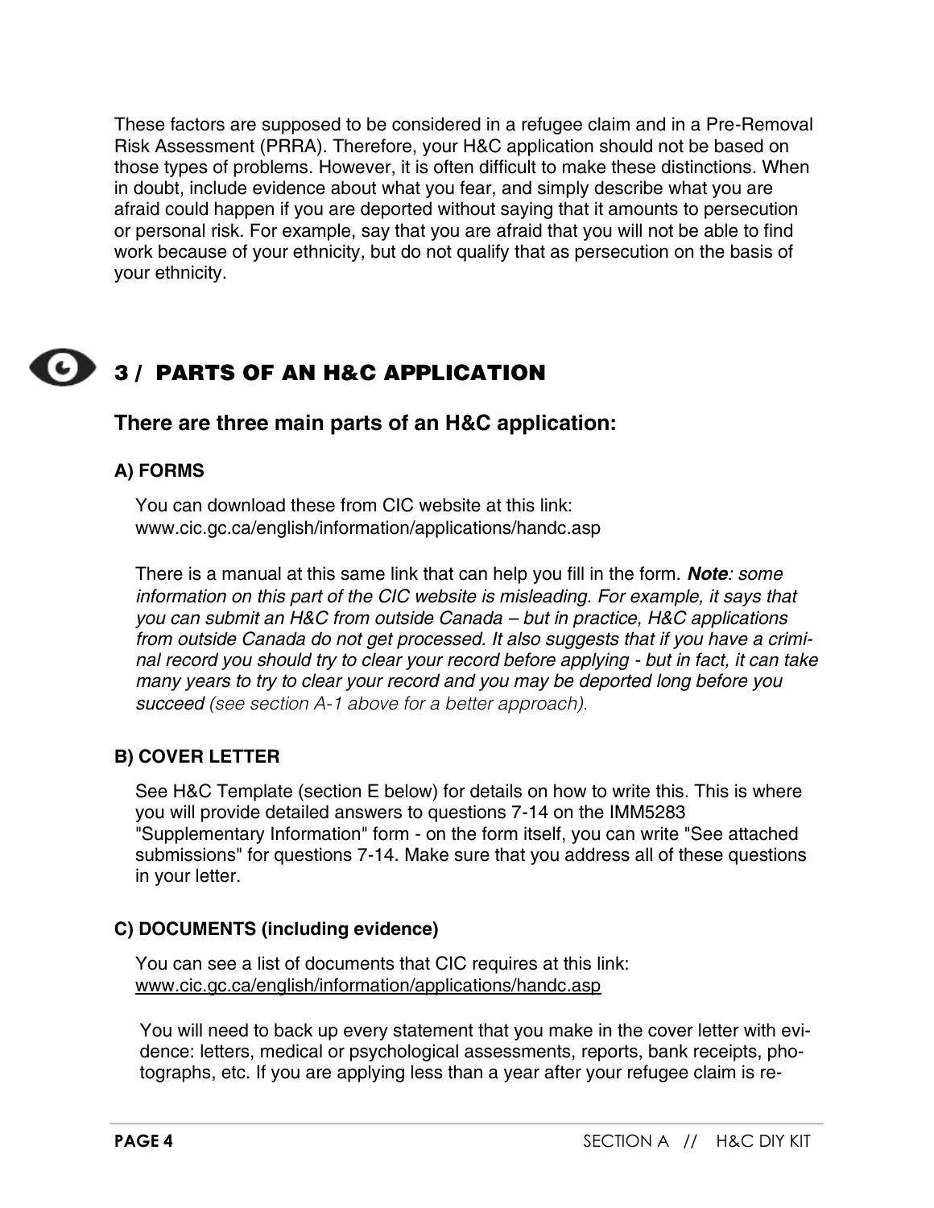These factors are supposed to be considered in a refugee claim and in a Pre-Removal Risk Assessment (PRRA). Therefore, your H&C application should not be based on those types of problems. However, it is often difficult to make these distinctions. When in doubt, include evidence about what you fear, and simply describe what you are afraid could happen if you are deported without saying that it amounts to persecution or personal risk. For example, say that you are afraid that you will not be able to find work because of your ethnicity, but do not qualify that as persecution on the basis of your ethnicity.

## 3 / PARTS OF AN H&C APPLICATION

### There are three main parts of an H&C application:

#### A) FORMS

You can download these from CIC website at this link:
www.cic.gc.ca/english/information/applications/handc.asp

There is a manual at this same link that can help you fill in the form. ***Note****: some information on this part of the CIC website is misleading. For example, it says that you can submit an H&C from outside Canada – but in practice, H&C applications from outside Canada do not get processed. It also suggests that if you have a criminal record you should try to clear your record before applying - but in fact, it can take many years to try to clear your record and you may be deported long before you succeed* *(see section A-1 above for a better approach).*

#### B) COVER LETTER

See H&C Template (section E below) for details on how to write this. This is where you will provide detailed answers to questions 7-14 on the IMM5283 "Supplementary Information" form - on the form itself, you can write "See attached submissions" for questions 7-14. Make sure that you address all of these questions in your letter.

#### C) DOCUMENTS (including evidence)

You can see a list of documents that CIC requires at this link:
www.cic.gc.ca/english/information/applications/handc.asp

You will need to back up every statement that you make in the cover letter with evidence: letters, medical or psychological assessments, reports, bank receipts, photographs, etc. If you are applying less than a year after your refugee claim is re-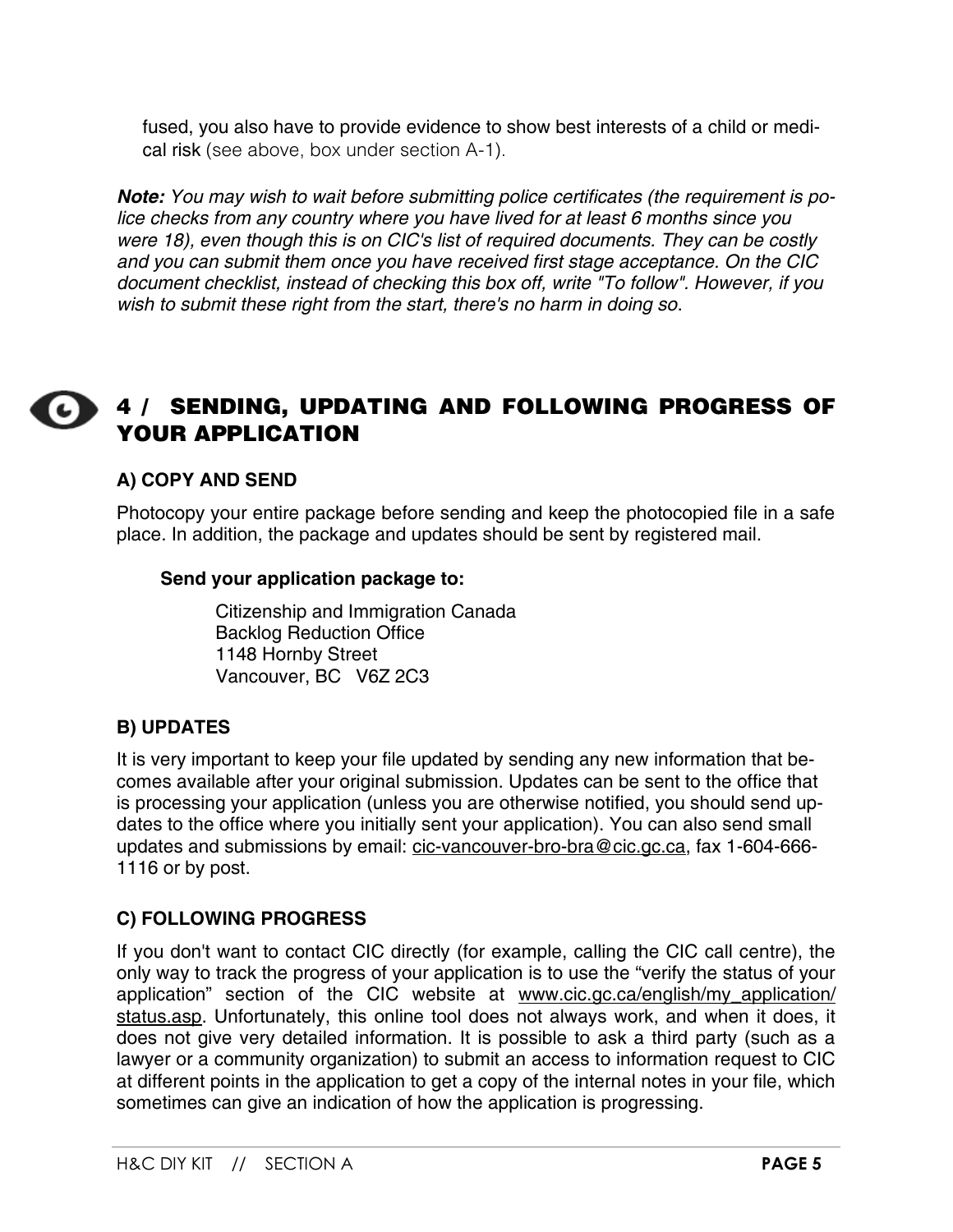fused, you also have to provide evidence to show best interests of a child or medical risk (see above, box under section A-1).

***Note:*** *You may wish to wait before submitting police certificates (the requirement is police checks from any country where you have lived for at least 6 months since you were 18), even though this is on CIC's list of required documents. They can be costly and you can submit them once you have received first stage acceptance. On the CIC document checklist, instead of checking this box off, write "To follow". However, if you wish to submit these right from the start, there's no harm in doing so*.

## 4 / SENDING, UPDATING AND FOLLOWING PROGRESS OF YOUR APPLICATION

### A) COPY AND SEND

Photocopy your entire package before sending and keep the photocopied file in a safe place. In addition, the package and updates should be sent by registered mail.

**Send your application package to:**

Citizenship and Immigration Canada
Backlog Reduction Office
1148 Hornby Street
Vancouver, BC V6Z 2C3

### B) UPDATES

It is very important to keep your file updated by sending any new information that becomes available after your original submission. Updates can be sent to the office that is processing your application (unless you are otherwise notified, you should send updates to the office where you initially sent your application). You can also send small updates and submissions by email: cic-vancouver-bro-bra@cic.gc.ca, fax 1-604-666-1116 or by post.

### C) FOLLOWING PROGRESS

If you don't want to contact CIC directly (for example, calling the CIC call centre), the only way to track the progress of your application is to use the "verify the status of your application" section of the CIC website at www.cic.gc.ca/english/my_application/status.asp. Unfortunately, this online tool does not always work, and when it does, it does not give very detailed information. It is possible to ask a third party (such as a lawyer or a community organization) to submit an access to information request to CIC at different points in the application to get a copy of the internal notes in your file, which sometimes can give an indication of how the application is progressing.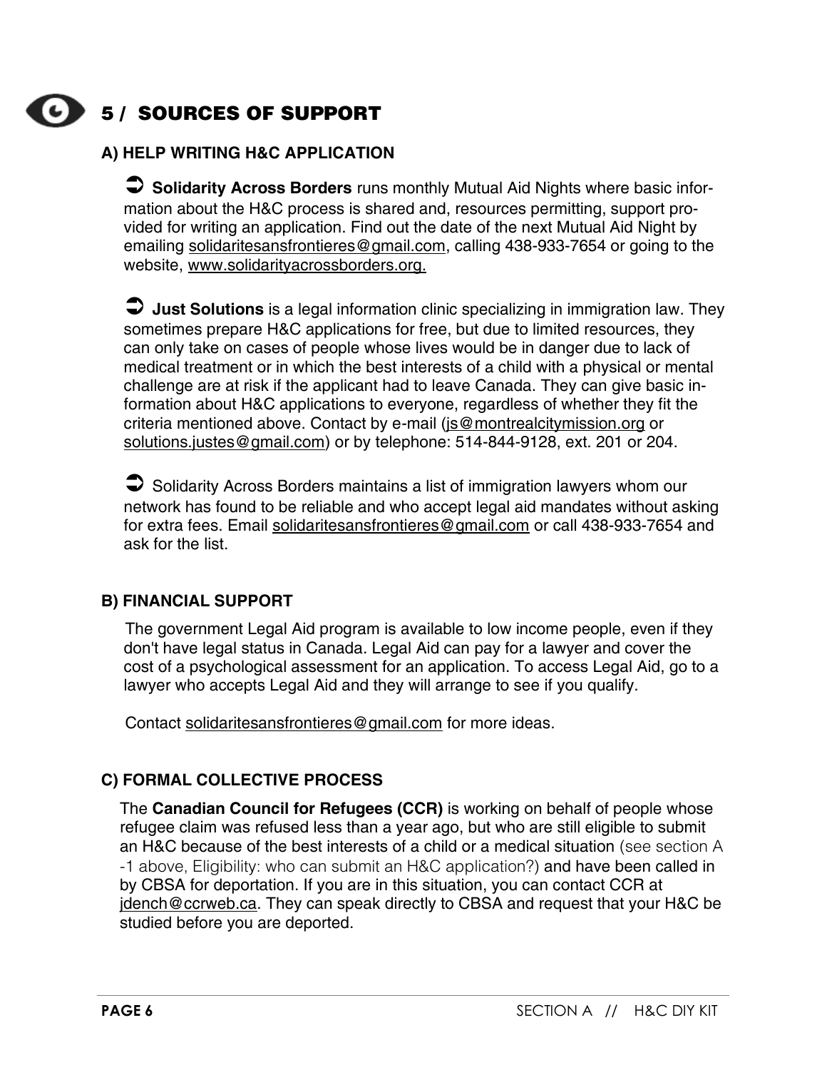## 5 / SOURCES OF SUPPORT

### A) HELP WRITING H&C APPLICATION

➲ **Solidarity Across Borders** runs monthly Mutual Aid Nights where basic information about the H&C process is shared and, resources permitting, support provided for writing an application. Find out the date of the next Mutual Aid Night by emailing solidaritesansfrontieres@gmail.com, calling 438-933-7654 or going to the website, www.solidarityacrossborders.org.

➲ **Just Solutions** is a legal information clinic specializing in immigration law. They sometimes prepare H&C applications for free, but due to limited resources, they can only take on cases of people whose lives would be in danger due to lack of medical treatment or in which the best interests of a child with a physical or mental challenge are at risk if the applicant had to leave Canada. They can give basic information about H&C applications to everyone, regardless of whether they fit the criteria mentioned above. Contact by e-mail (js@montrealcitymission.org or solutions.justes@gmail.com) or by telephone: 514-844-9128, ext. 201 or 204.

➲ Solidarity Across Borders maintains a list of immigration lawyers whom our network has found to be reliable and who accept legal aid mandates without asking for extra fees. Email solidaritesansfrontieres@gmail.com or call 438-933-7654 and ask for the list.

### B) FINANCIAL SUPPORT

The government Legal Aid program is available to low income people, even if they don't have legal status in Canada. Legal Aid can pay for a lawyer and cover the cost of a psychological assessment for an application. To access Legal Aid, go to a lawyer who accepts Legal Aid and they will arrange to see if you qualify.

Contact solidaritesansfrontieres@gmail.com for more ideas.

### C) FORMAL COLLECTIVE PROCESS

The **Canadian Council for Refugees (CCR)** is working on behalf of people whose refugee claim was refused less than a year ago, but who are still eligible to submit an H&C because of the best interests of a child or a medical situation (see section A-1 above, Eligibility: who can submit an H&C application?) and have been called in by CBSA for deportation. If you are in this situation, you can contact CCR at jdench@ccrweb.ca. They can speak directly to CBSA and request that your H&C be studied before you are deported.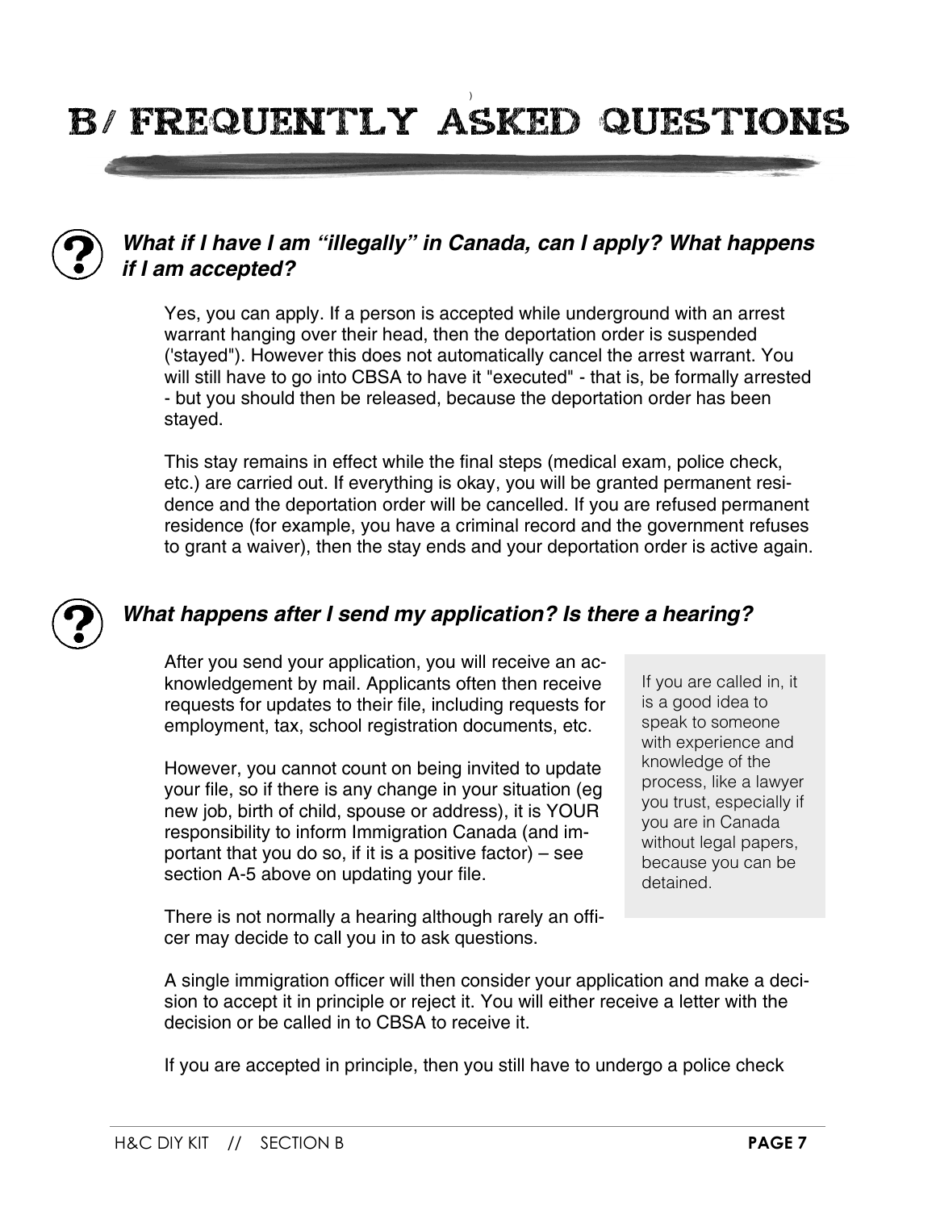# B/ FREQUENTLY ASKED QUESTIONS

### *What if I have I am “illegally” in Canada, can I apply? What happens if I am accepted?*

Yes, you can apply. If a person is accepted while underground with an arrest warrant hanging over their head, then the deportation order is suspended ('stayed"). However this does not automatically cancel the arrest warrant. You will still have to go into CBSA to have it "executed" - that is, be formally arrested - but you should then be released, because the deportation order has been stayed.

This stay remains in effect while the final steps (medical exam, police check, etc.) are carried out. If everything is okay, you will be granted permanent residence and the deportation order will be cancelled. If you are refused permanent residence (for example, you have a criminal record and the government refuses to grant a waiver), then the stay ends and your deportation order is active again.

### *What happens after I send my application? Is there a hearing?*

After you send your application, you will receive an acknowledgement by mail. Applicants often then receive requests for updates to their file, including requests for employment, tax, school registration documents, etc.

However, you cannot count on being invited to update your file, so if there is any change in your situation (eg new job, birth of child, spouse or address), it is YOUR responsibility to inform Immigration Canada (and important that you do so, if it is a positive factor) – see section A-5 above on updating your file.

There is not normally a hearing although rarely an officer may decide to call you in to ask questions.

> If you are called in, it is a good idea to speak to someone with experience and knowledge of the process, like a lawyer you trust, especially if you are in Canada without legal papers, because you can be detained.

A single immigration officer will then consider your application and make a decision to accept it in principle or reject it. You will either receive a letter with the decision or be called in to CBSA to receive it.

If you are accepted in principle, then you still have to undergo a police check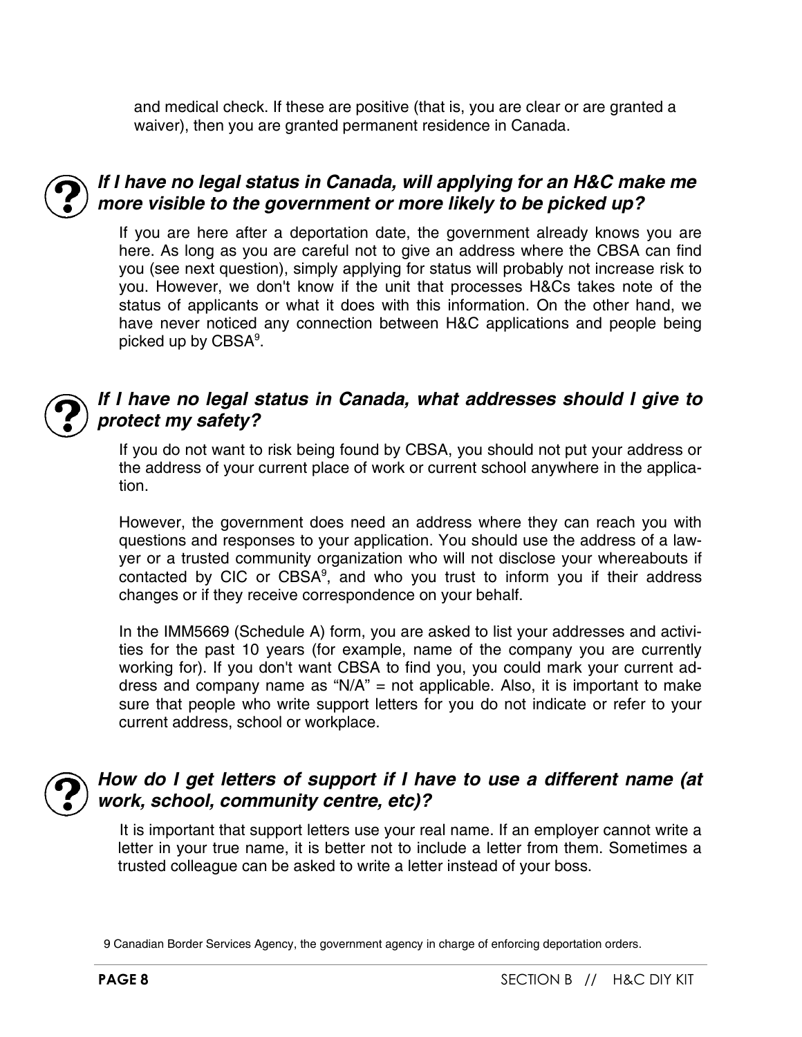and medical check. If these are positive (that is, you are clear or are granted a waiver), then you are granted permanent residence in Canada.

### *If I have no legal status in Canada, will applying for an H&C make me more visible to the government or more likely to be picked up?*

If you are here after a deportation date, the government already knows you are here. As long as you are careful not to give an address where the CBSA can find you (see next question), simply applying for status will probably not increase risk to you. However, we don't know if the unit that processes H&Cs takes note of the status of applicants or what it does with this information. On the other hand, we have never noticed any connection between H&C applications and people being picked up by CBSA[9].

### *If I have no legal status in Canada, what addresses should I give to protect my safety?*

If you do not want to risk being found by CBSA, you should not put your address or the address of your current place of work or current school anywhere in the application.

However, the government does need an address where they can reach you with questions and responses to your application. You should use the address of a lawyer or a trusted community organization who will not disclose your whereabouts if contacted by CIC or CBSA[9], and who you trust to inform you if their address changes or if they receive correspondence on your behalf.

In the IMM5669 (Schedule A) form, you are asked to list your addresses and activities for the past 10 years (for example, name of the company you are currently working for). If you don't want CBSA to find you, you could mark your current address and company name as “N/A” = not applicable. Also, it is important to make sure that people who write support letters for you do not indicate or refer to your current address, school or workplace.

### *How do I get letters of support if I have to use a different name (at work, school, community centre, etc)?*

It is important that support letters use your real name. If an employer cannot write a letter in your true name, it is better not to include a letter from them. Sometimes a trusted colleague can be asked to write a letter instead of your boss.

9 Canadian Border Services Agency, the government agency in charge of enforcing deportation orders.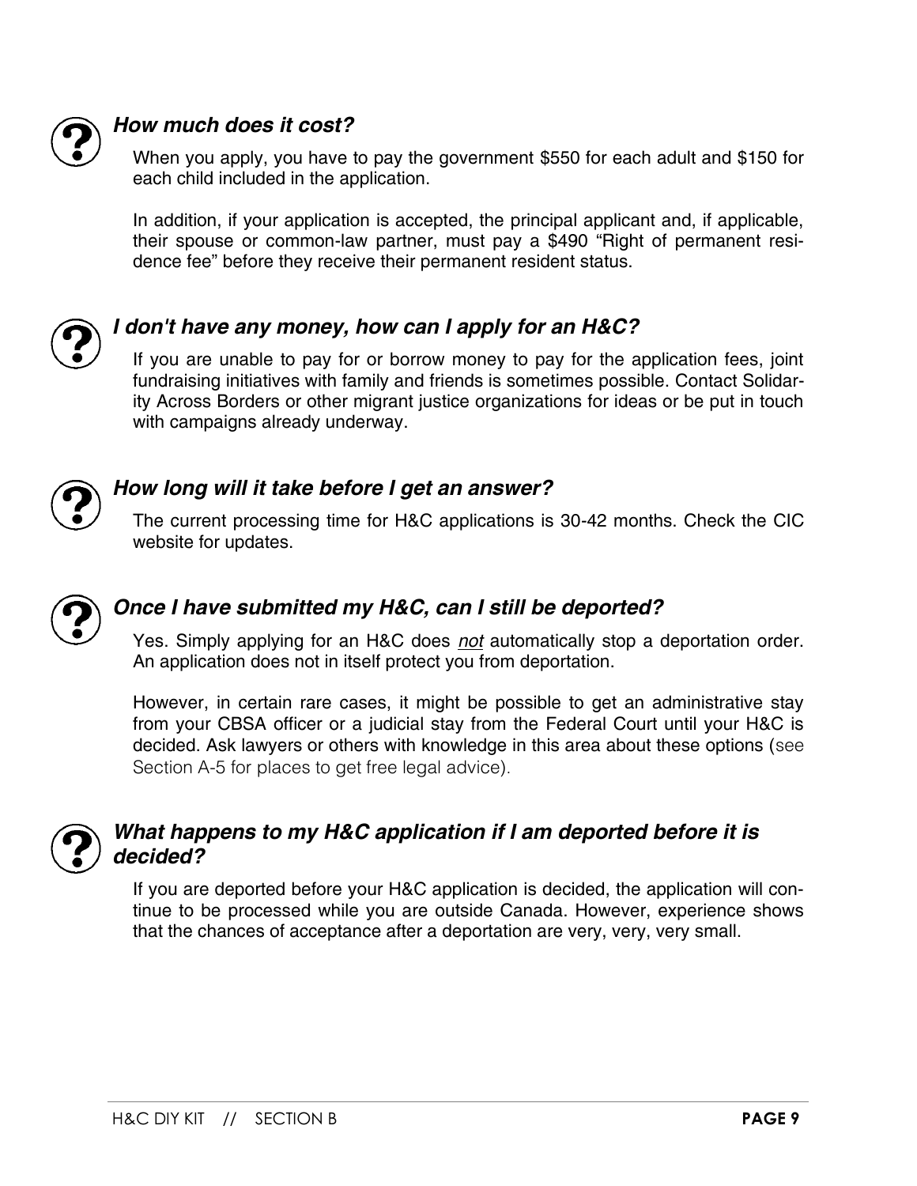### *How much does it cost?*

When you apply, you have to pay the government $550 for each adult and $150 for each child included in the application.

In addition, if your application is accepted, the principal applicant and, if applicable, their spouse or common-law partner, must pay a $490 “Right of permanent residence fee” before they receive their permanent resident status.

### *I don't have any money, how can I apply for an H&C?*

If you are unable to pay for or borrow money to pay for the application fees, joint fundraising initiatives with family and friends is sometimes possible. Contact Solidarity Across Borders or other migrant justice organizations for ideas or be put in touch with campaigns already underway.

### *How long will it take before I get an answer?*

The current processing time for H&C applications is 30-42 months. Check the CIC website for updates.

### *Once I have submitted my H&C, can I still be deported?*

Yes. Simply applying for an H&C does *not* automatically stop a deportation order. An application does not in itself protect you from deportation.

However, in certain rare cases, it might be possible to get an administrative stay from your CBSA officer or a judicial stay from the Federal Court until your H&C is decided. Ask lawyers or others with knowledge in this area about these options (see Section A-5 for places to get free legal advice).

### *What happens to my H&C application if I am deported before it is decided?*

If you are deported before your H&C application is decided, the application will continue to be processed while you are outside Canada. However, experience shows that the chances of acceptance after a deportation are very, very, very small.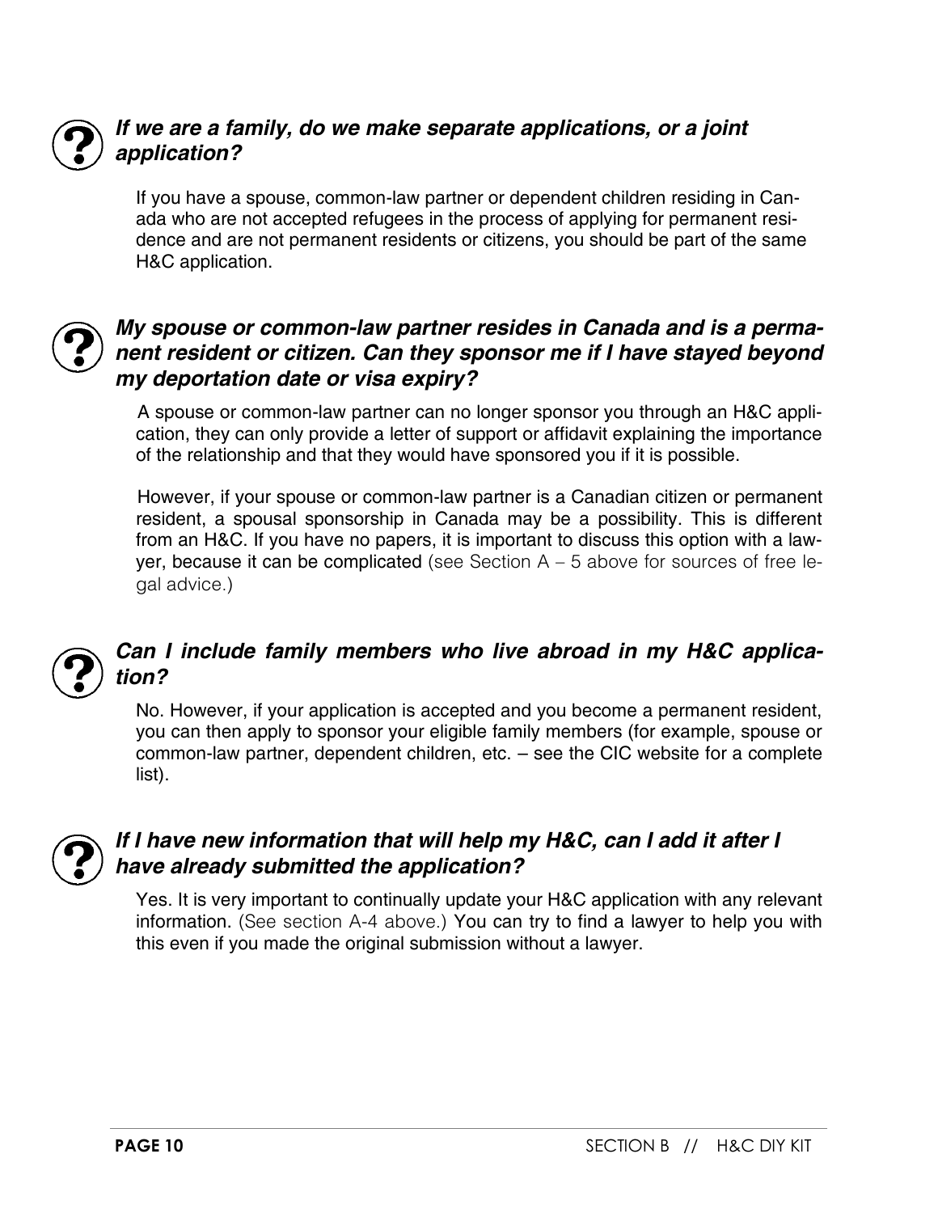### *If we are a family, do we make separate applications, or a joint application?*

If you have a spouse, common-law partner or dependent children residing in Canada who are not accepted refugees in the process of applying for permanent residence and are not permanent residents or citizens, you should be part of the same H&C application.

### *My spouse or common-law partner resides in Canada and is a permanent resident or citizen. Can they sponsor me if I have stayed beyond my deportation date or visa expiry?*

A spouse or common-law partner can no longer sponsor you through an H&C application, they can only provide a letter of support or affidavit explaining the importance of the relationship and that they would have sponsored you if it is possible.

However, if your spouse or common-law partner is a Canadian citizen or permanent resident, a spousal sponsorship in Canada may be a possibility. This is different from an H&C. If you have no papers, it is important to discuss this option with a lawyer, because it can be complicated (see Section A – 5 above for sources of free legal advice.)

### *Can I include family members who live abroad in my H&C application?*

No. However, if your application is accepted and you become a permanent resident, you can then apply to sponsor your eligible family members (for example, spouse or common-law partner, dependent children, etc. – see the CIC website for a complete list).

### *If I have new information that will help my H&C, can I add it after I have already submitted the application?*

Yes. It is very important to continually update your H&C application with any relevant information. (See section A-4 above.) You can try to find a lawyer to help you with this even if you made the original submission without a lawyer.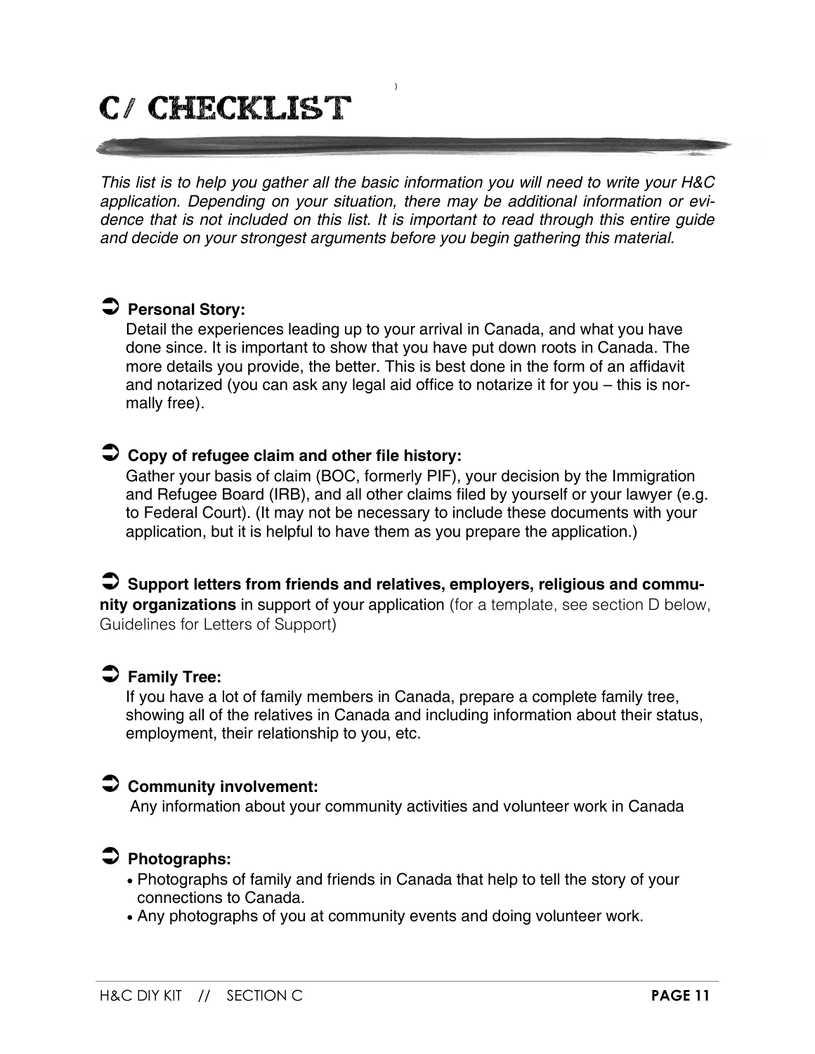# C/ CHECKLIST

*This list is to help you gather all the basic information you will need to write your H&C application. Depending on your situation, there may be additional information or evidence that is not included on this list. It is important to read through this entire guide and decide on your strongest arguments before you begin gathering this material.*

➲ **Personal Story:**
Detail the experiences leading up to your arrival in Canada, and what you have done since. It is important to show that you have put down roots in Canada. The more details you provide, the better. This is best done in the form of an affidavit and notarized (you can ask any legal aid office to notarize it for you – this is normally free).

➲ **Copy of refugee claim and other file history:**
Gather your basis of claim (BOC, formerly PIF), your decision by the Immigration and Refugee Board (IRB), and all other claims filed by yourself or your lawyer (e.g. to Federal Court). (It may not be necessary to include these documents with your application, but it is helpful to have them as you prepare the application.)

➲ **Support letters from friends and relatives, employers, religious and community organizations** in support of your application (for a template, see section D below, Guidelines for Letters of Support)

➲ **Family Tree:**
If you have a lot of family members in Canada, prepare a complete family tree, showing all of the relatives in Canada and including information about their status, employment, their relationship to you, etc.

➲ **Community involvement:**
Any information about your community activities and volunteer work in Canada

➲ **Photographs:**

- Photographs of family and friends in Canada that help to tell the story of your connections to Canada.
- Any photographs of you at community events and doing volunteer work.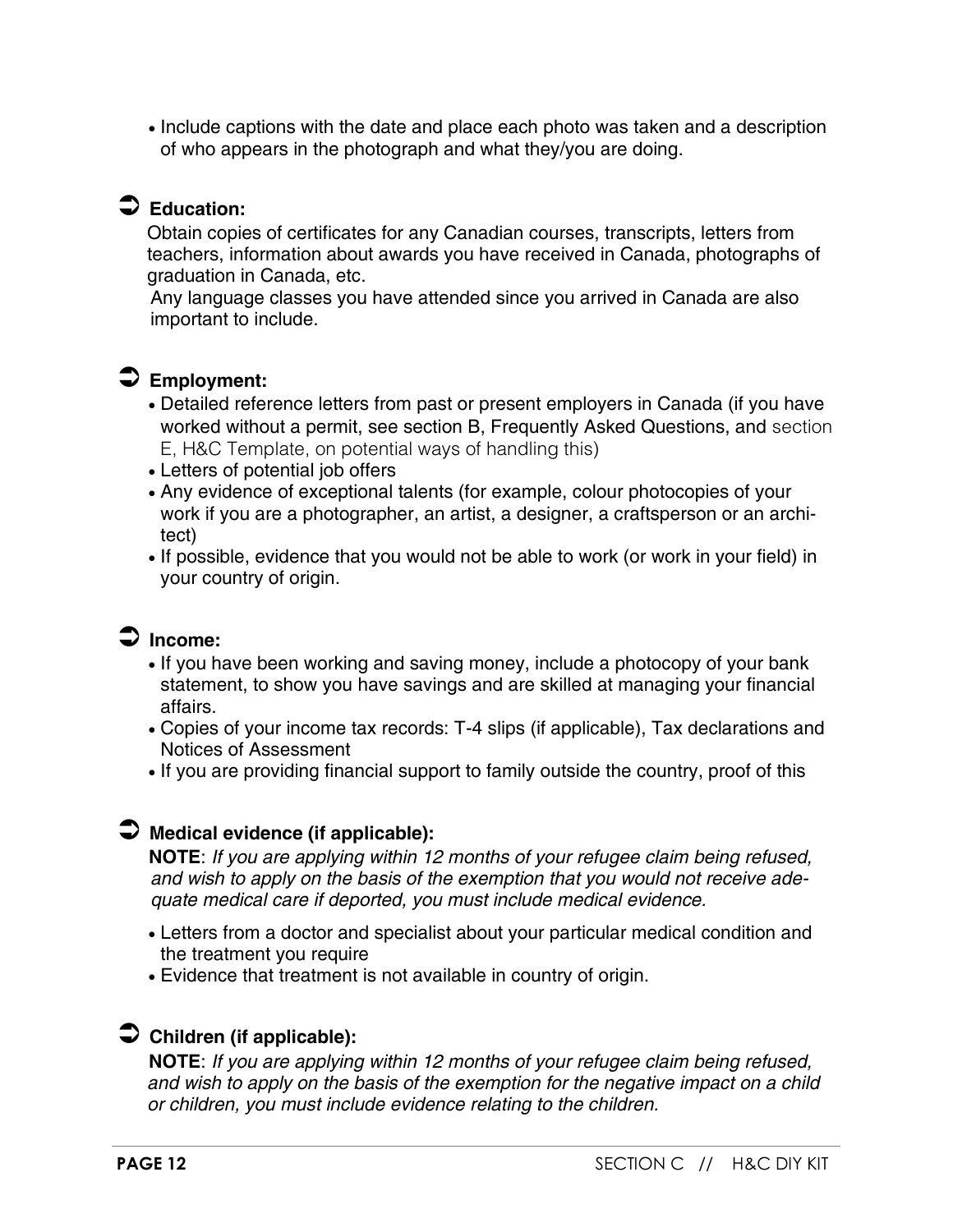- Include captions with the date and place each photo was taken and a description of who appears in the photograph and what they/you are doing.

### ➲ Education:

Obtain copies of certificates for any Canadian courses, transcripts, letters from teachers, information about awards you have received in Canada, photographs of graduation in Canada, etc.

Any language classes you have attended since you arrived in Canada are also important to include.

### ➲ Employment:

- Detailed reference letters from past or present employers in Canada (if you have worked without a permit, see section B, Frequently Asked Questions, and section E, H&C Template, on potential ways of handling this)
- Letters of potential job offers
- Any evidence of exceptional talents (for example, colour photocopies of your work if you are a photographer, an artist, a designer, a craftsperson or an architect)
- If possible, evidence that you would not be able to work (or work in your field) in your country of origin.

### ➲ Income:

- If you have been working and saving money, include a photocopy of your bank statement, to show you have savings and are skilled at managing your financial affairs.
- Copies of your income tax records: T-4 slips (if applicable), Tax declarations and Notices of Assessment
- If you are providing financial support to family outside the country, proof of this

### ➲ Medical evidence (if applicable):

**NOTE**: *If you are applying within 12 months of your refugee claim being refused, and wish to apply on the basis of the exemption that you would not receive adequate medical care if deported, you must include medical evidence.*

- Letters from a doctor and specialist about your particular medical condition and the treatment you require
- Evidence that treatment is not available in country of origin.

### ➲ Children (if applicable):

**NOTE**: *If you are applying within 12 months of your refugee claim being refused, and wish to apply on the basis of the exemption for the negative impact on a child or children, you must include evidence relating to the children.*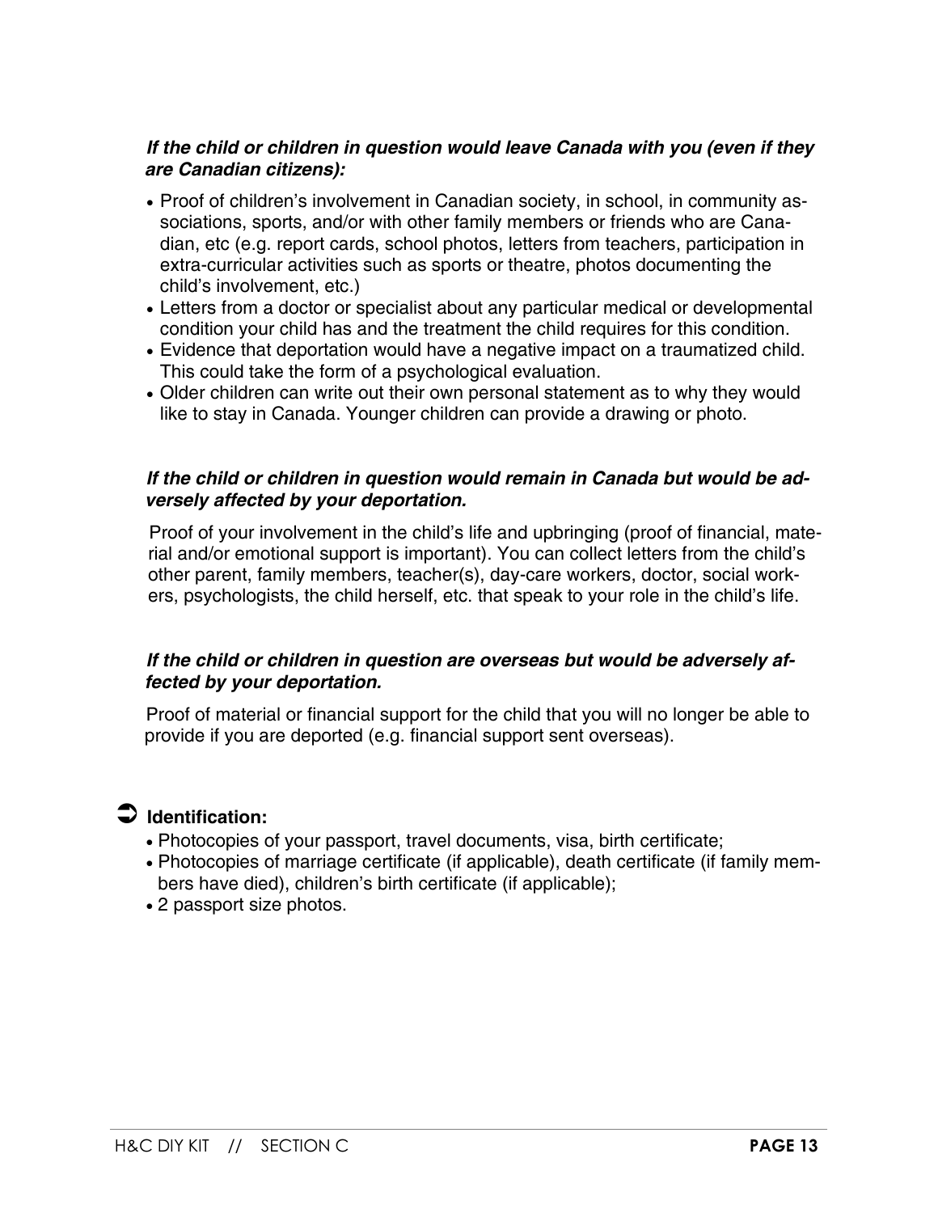***If the child or children in question would leave Canada with you (even if they are Canadian citizens):***

- Proof of children's involvement in Canadian society, in school, in community associations, sports, and/or with other family members or friends who are Canadian, etc (e.g. report cards, school photos, letters from teachers, participation in extra-curricular activities such as sports or theatre, photos documenting the child's involvement, etc.)
- Letters from a doctor or specialist about any particular medical or developmental condition your child has and the treatment the child requires for this condition.
- Evidence that deportation would have a negative impact on a traumatized child. This could take the form of a psychological evaluation.
- Older children can write out their own personal statement as to why they would like to stay in Canada. Younger children can provide a drawing or photo.

***If the child or children in question would remain in Canada but would be adversely affected by your deportation.***

Proof of your involvement in the child's life and upbringing (proof of financial, material and/or emotional support is important). You can collect letters from the child's other parent, family members, teacher(s), day-care workers, doctor, social workers, psychologists, the child herself, etc. that speak to your role in the child's life.

***If the child or children in question are overseas but would be adversely affected by your deportation.***

Proof of material or financial support for the child that you will no longer be able to provide if you are deported (e.g. financial support sent overseas).

### ➲ Identification:

- Photocopies of your passport, travel documents, visa, birth certificate;
- Photocopies of marriage certificate (if applicable), death certificate (if family members have died), children's birth certificate (if applicable);
- 2 passport size photos.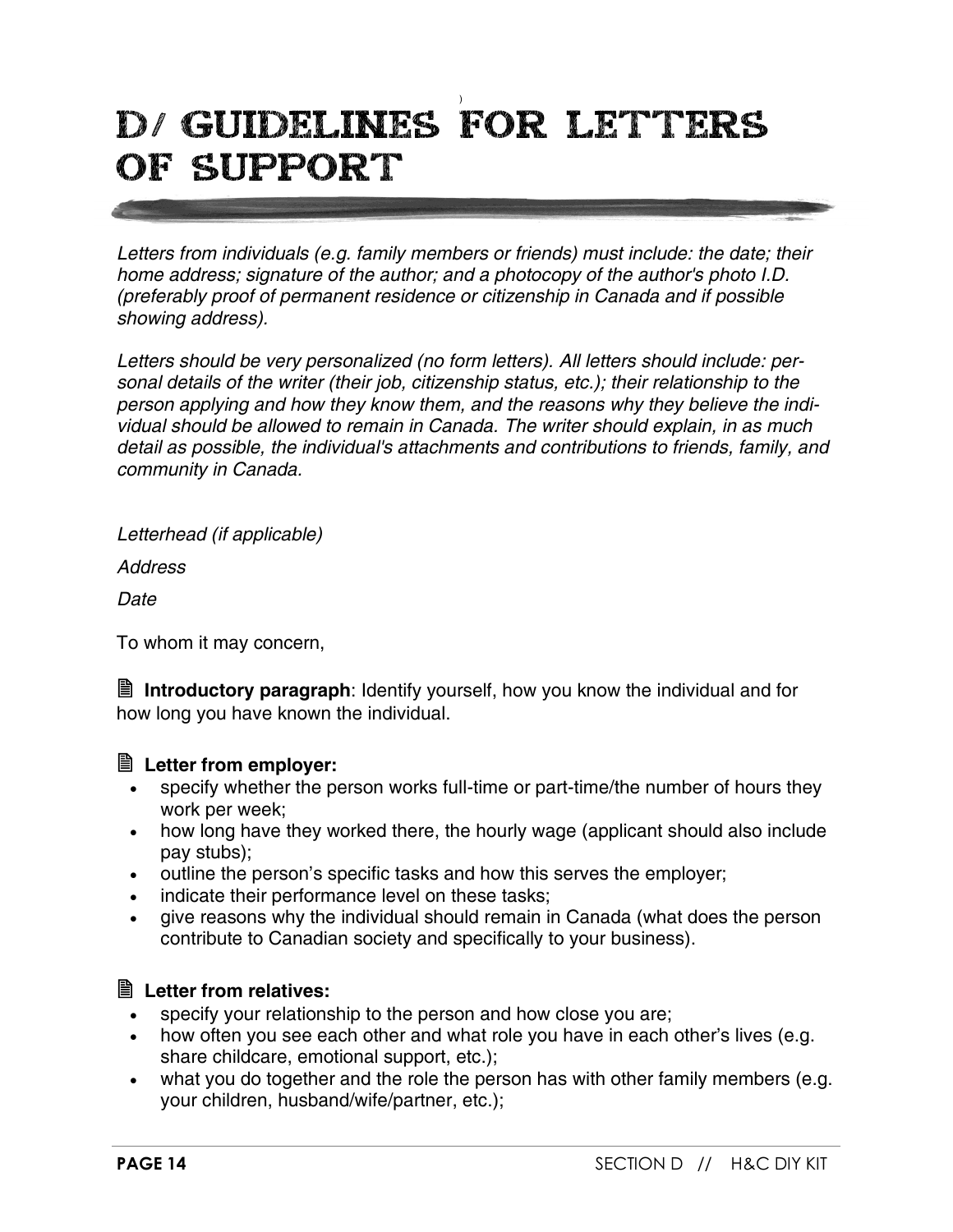# D/ GUIDELINES FOR LETTERS OF SUPPORT

*Letters from individuals (e.g. family members or friends) must include: the date; their home address; signature of the author; and a photocopy of the author's photo I.D. (preferably proof of permanent residence or citizenship in Canada and if possible showing address).*

*Letters should be very personalized (no form letters). All letters should include: personal details of the writer (their job, citizenship status, etc.); their relationship to the person applying and how they know them, and the reasons why they believe the individual should be allowed to remain in Canada. The writer should explain, in as much detail as possible, the individual's attachments and contributions to friends, family, and community in Canada.*

*Letterhead (if applicable)*

*Address*

*Date*

To whom it may concern,

🗎 **Introductory paragraph**: Identify yourself, how you know the individual and for how long you have known the individual.

🗎 **Letter from employer:**

- specify whether the person works full-time or part-time/the number of hours they work per week;
- how long have they worked there, the hourly wage (applicant should also include pay stubs);
- outline the person's specific tasks and how this serves the employer;
- indicate their performance level on these tasks;
- give reasons why the individual should remain in Canada (what does the person contribute to Canadian society and specifically to your business).

🗎 **Letter from relatives:**

- specify your relationship to the person and how close you are;
- how often you see each other and what role you have in each other's lives (e.g. share childcare, emotional support, etc.);
- what you do together and the role the person has with other family members (e.g. your children, husband/wife/partner, etc.);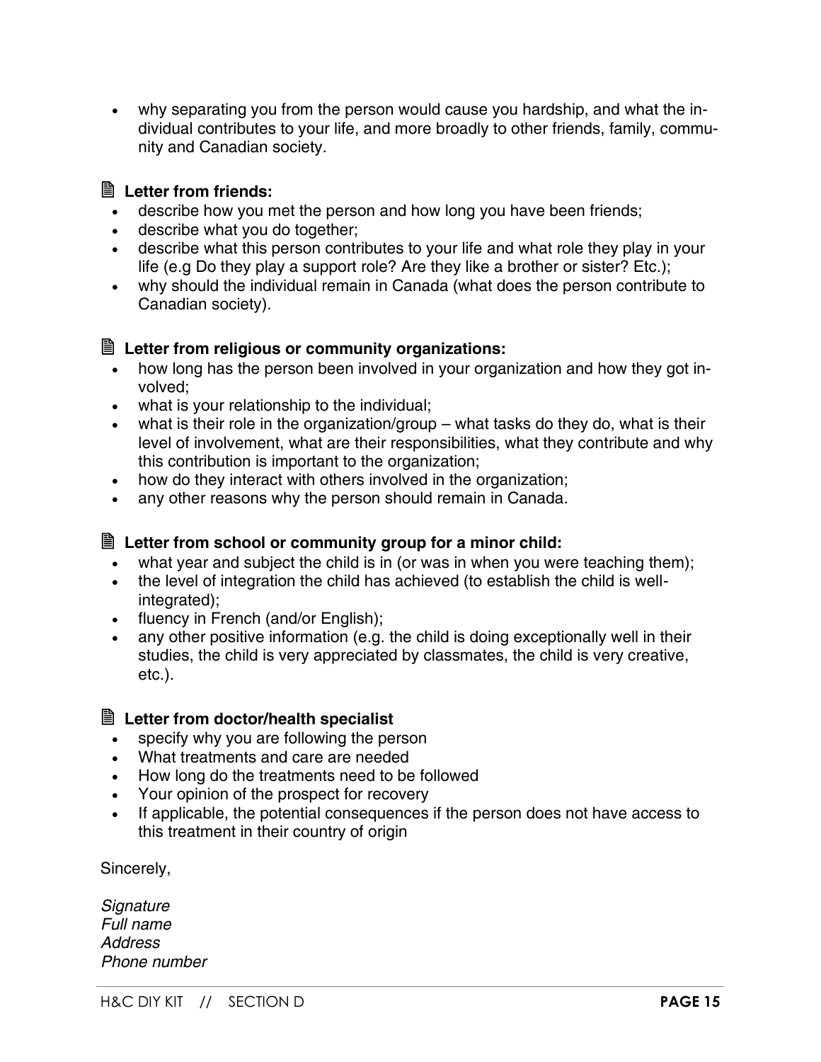- why separating you from the person would cause you hardship, and what the individual contributes to your life, and more broadly to other friends, family, community and Canadian society.

🗎 **Letter from friends:**

- describe how you met the person and how long you have been friends;
- describe what you do together;
- describe what this person contributes to your life and what role they play in your life (e.g Do they play a support role? Are they like a brother or sister? Etc.);
- why should the individual remain in Canada (what does the person contribute to Canadian society).

🗎 **Letter from religious or community organizations:**

- how long has the person been involved in your organization and how they got involved;
- what is your relationship to the individual;
- what is their role in the organization/group – what tasks do they do, what is their level of involvement, what are their responsibilities, what they contribute and why this contribution is important to the organization;
- how do they interact with others involved in the organization;
- any other reasons why the person should remain in Canada.

🗎 **Letter from school or community group for a minor child:**

- what year and subject the child is in (or was in when you were teaching them);
- the level of integration the child has achieved (to establish the child is well-integrated);
- fluency in French (and/or English);
- any other positive information (e.g. the child is doing exceptionally well in their studies, the child is very appreciated by classmates, the child is very creative, etc.).

🗎 **Letter from doctor/health specialist**

- specify why you are following the person
- What treatments and care are needed
- How long do the treatments need to be followed
- Your opinion of the prospect for recovery
- If applicable, the potential consequences if the person does not have access to this treatment in their country of origin

Sincerely,

*Signature*
*Full name*
*Address*
*Phone number*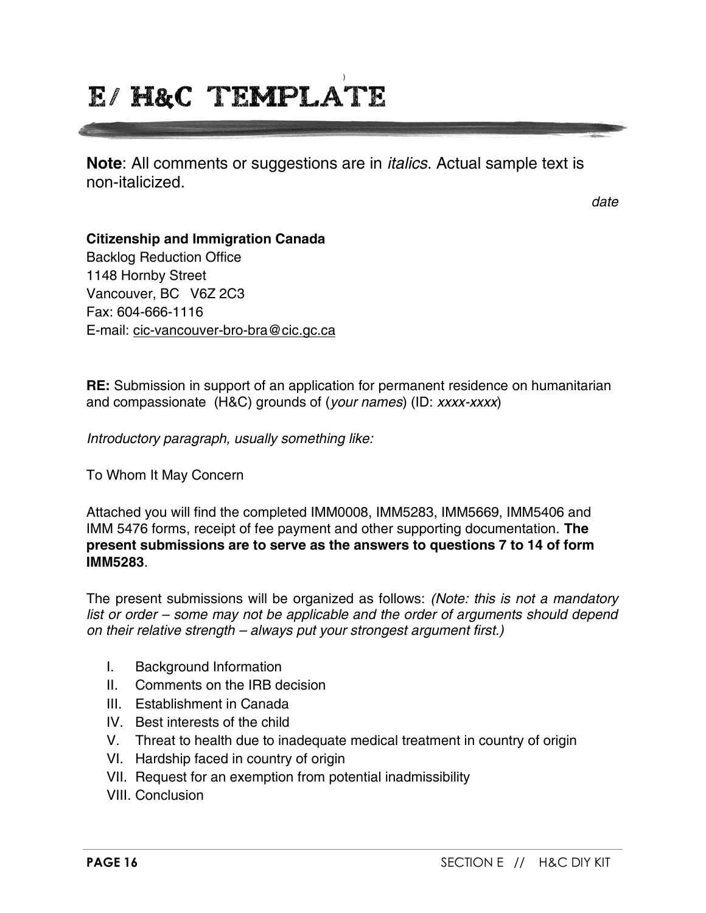# E/ H&C TEMPLATE

**Note**: All comments or suggestions are in *italics*. Actual sample text is non-italicized.

*date*

**Citizenship and Immigration Canada**
Backlog Reduction Office
1148 Hornby Street
Vancouver, BC V6Z 2C3
Fax: 604-666-1116
E-mail: cic-vancouver-bro-bra@cic.gc.ca

**RE:** Submission in support of an application for permanent residence on humanitarian and compassionate (H&C) grounds of (*your names*) (ID: *xxxx-xxxx*)

*Introductory paragraph, usually something like:*

To Whom It May Concern

Attached you will find the completed IMM0008, IMM5283, IMM5669, IMM5406 and IMM 5476 forms, receipt of fee payment and other supporting documentation. **The present submissions are to serve as the answers to questions 7 to 14 of form IMM5283**.

The present submissions will be organized as follows: *(Note: this is not a mandatory list or order – some may not be applicable and the order of arguments should depend on their relative strength – always put your strongest argument first.)*

I. Background Information
II. Comments on the IRB decision
III. Establishment in Canada
IV. Best interests of the child
V. Threat to health due to inadequate medical treatment in country of origin
VI. Hardship faced in country of origin
VII. Request for an exemption from potential inadmissibility
VIII. Conclusion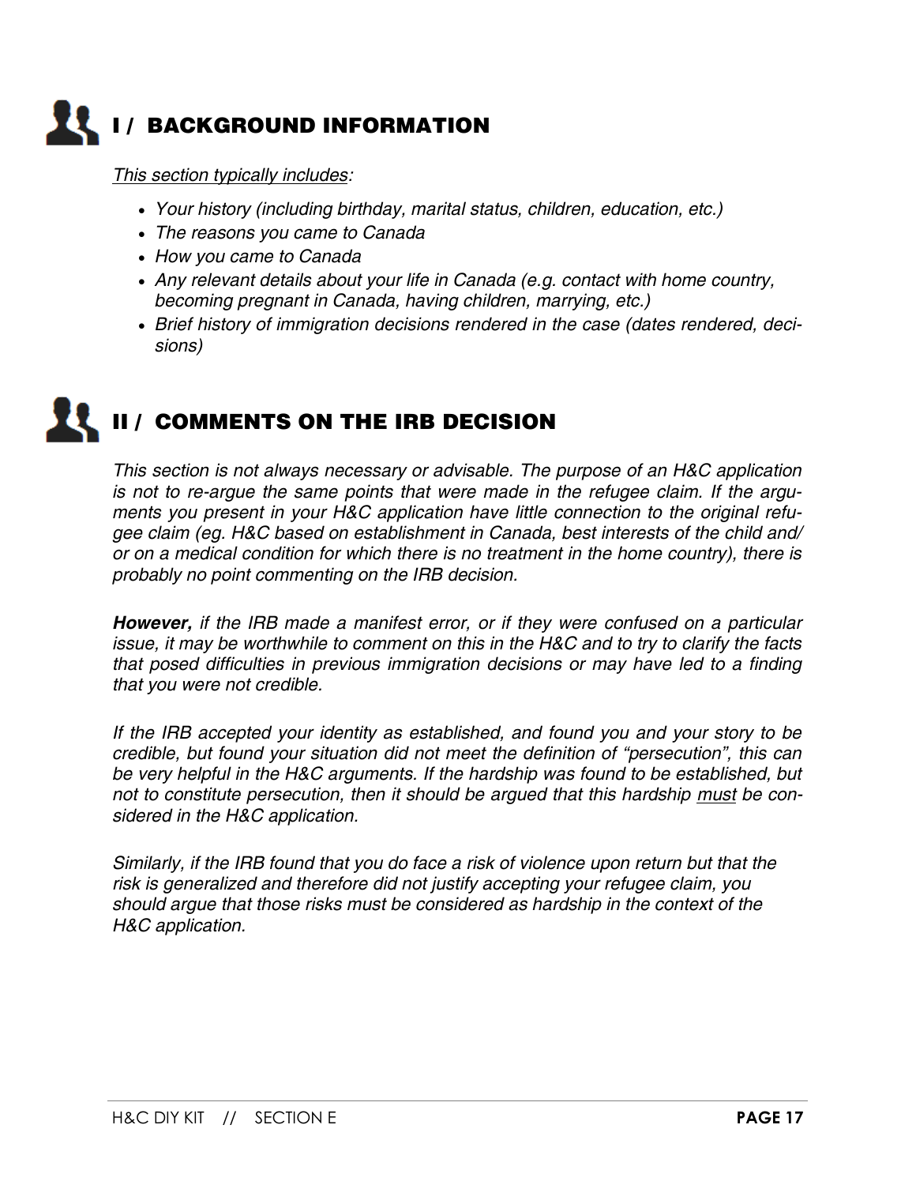## I / BACKGROUND INFORMATION

*<u>This section typically includes</u>:*

- *Your history (including birthday, marital status, children, education, etc.)*
- *The reasons you came to Canada*
- *How you came to Canada*
- *Any relevant details about your life in Canada (e.g. contact with home country, becoming pregnant in Canada, having children, marrying, etc.)*
- *Brief history of immigration decisions rendered in the case (dates rendered, decisions)*

## II / COMMENTS ON THE IRB DECISION

*This section is not always necessary or advisable. The purpose of an H&C application is not to re-argue the same points that were made in the refugee claim. If the arguments you present in your H&C application have little connection to the original refugee claim (eg. H&C based on establishment in Canada, best interests of the child and/or on a medical condition for which there is no treatment in the home country), there is probably no point commenting on the IRB decision.*

***However,** if the IRB made a manifest error, or if they were confused on a particular issue, it may be worthwhile to comment on this in the H&C and to try to clarify the facts that posed difficulties in previous immigration decisions or may have led to a finding that you were not credible.*

*If the IRB accepted your identity as established, and found you and your story to be credible, but found your situation did not meet the definition of "persecution", this can be very helpful in the H&C arguments. If the hardship was found to be established, but not to constitute persecution, then it should be argued that this hardship <u>must</u> be considered in the H&C application.*

*Similarly, if the IRB found that you do face a risk of violence upon return but that the risk is generalized and therefore did not justify accepting your refugee claim, you should argue that those risks must be considered as hardship in the context of the H&C application.*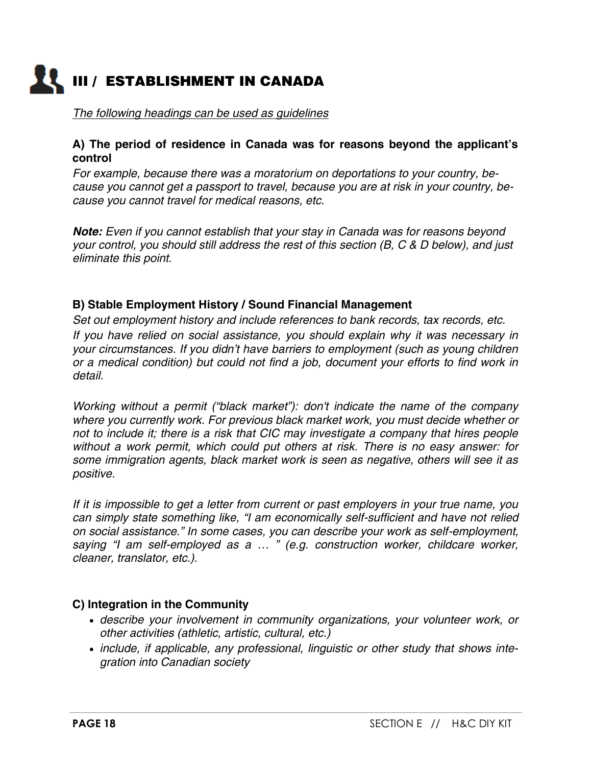## III / ESTABLISHMENT IN CANADA

*The following headings can be used as guidelines*

**A) The period of residence in Canada was for reasons beyond the applicant's control**

*For example, because there was a moratorium on deportations to your country, because you cannot get a passport to travel, because you are at risk in your country, because you cannot travel for medical reasons, etc.*

***Note:*** *Even if you cannot establish that your stay in Canada was for reasons beyond your control, you should still address the rest of this section (B, C & D below), and just eliminate this point.*

**B) Stable Employment History / Sound Financial Management**

*Set out employment history and include references to bank records, tax records, etc. If you have relied on social assistance, you should explain why it was necessary in your circumstances. If you didn't have barriers to employment (such as young children or a medical condition) but could not find a job, document your efforts to find work in detail.*

*Working without a permit ("black market"): don't indicate the name of the company where you currently work. For previous black market work, you must decide whether or not to include it; there is a risk that CIC may investigate a company that hires people without a work permit, which could put others at risk. There is no easy answer: for some immigration agents, black market work is seen as negative, others will see it as positive.*

*If it is impossible to get a letter from current or past employers in your true name, you can simply state something like, "I am economically self-sufficient and have not relied on social assistance." In some cases, you can describe your work as self-employment, saying "I am self-employed as a … " (e.g. construction worker, childcare worker, cleaner, translator, etc.).*

**C) Integration in the Community**

- *describe your involvement in community organizations, your volunteer work, or other activities (athletic, artistic, cultural, etc.)*
- *include, if applicable, any professional, linguistic or other study that shows integration into Canadian society*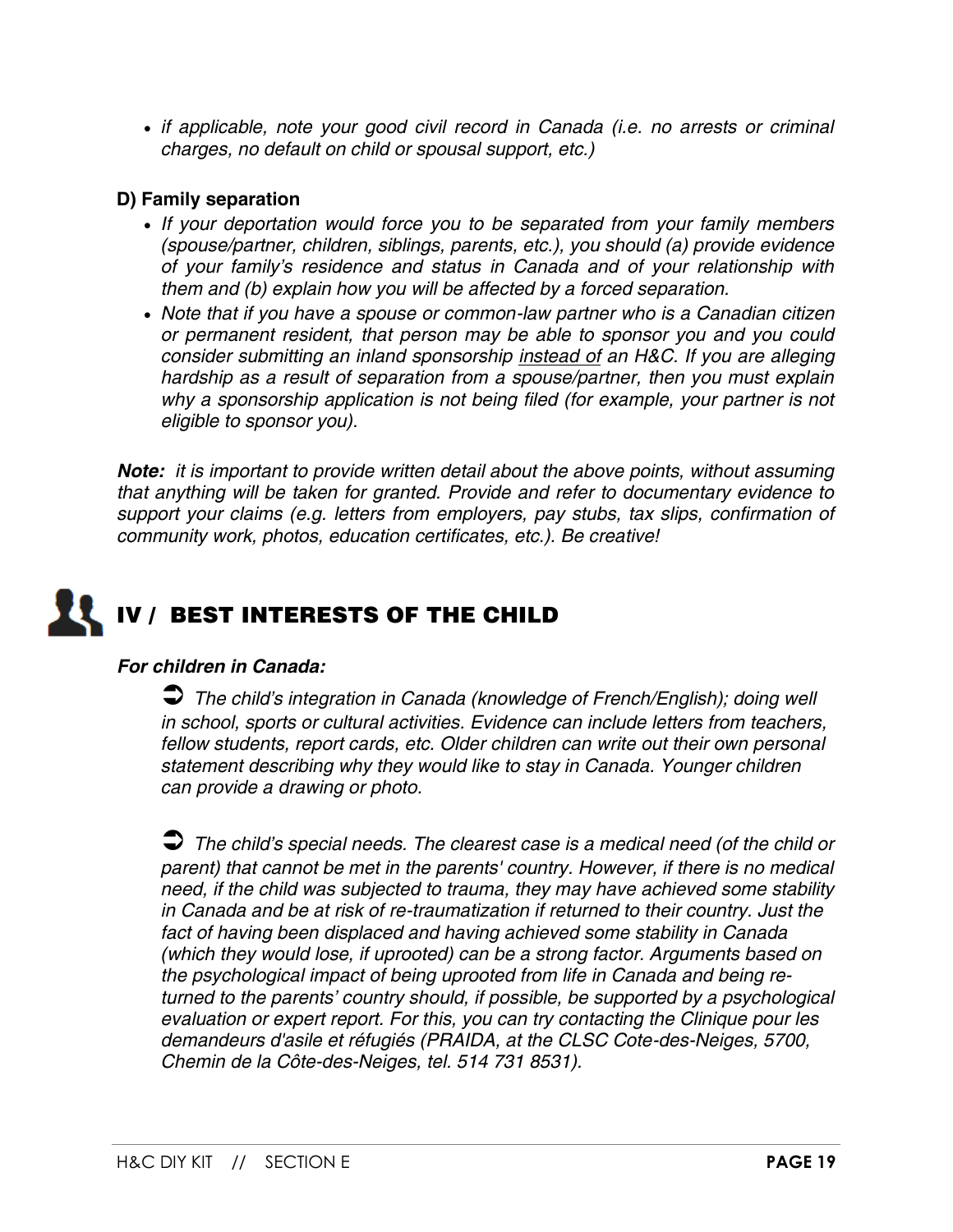- *if applicable, note your good civil record in Canada (i.e. no arrests or criminal charges, no default on child or spousal support, etc.)*

### D) Family separation

- *If your deportation would force you to be separated from your family members (spouse/partner, children, siblings, parents, etc.), you should (a) provide evidence of your family's residence and status in Canada and of your relationship with them and (b) explain how you will be affected by a forced separation.*
- *Note that if you have a spouse or common-law partner who is a Canadian citizen or permanent resident, that person may be able to sponsor you and you could consider submitting an inland sponsorship <u>instead of</u> an H&C. If you are alleging hardship as a result of separation from a spouse/partner, then you must explain why a sponsorship application is not being filed (for example, your partner is not eligible to sponsor you).*

***Note:*** *it is important to provide written detail about the above points, without assuming that anything will be taken for granted. Provide and refer to documentary evidence to support your claims (e.g. letters from employers, pay stubs, tax slips, confirmation of community work, photos, education certificates, etc.). Be creative!*

## IV / BEST INTERESTS OF THE CHILD

***For children in Canada:***

➲ *The child's integration in Canada (knowledge of French/English); doing well in school, sports or cultural activities. Evidence can include letters from teachers, fellow students, report cards, etc. Older children can write out their own personal statement describing why they would like to stay in Canada. Younger children can provide a drawing or photo.*

➲ *The child's special needs. The clearest case is a medical need (of the child or parent) that cannot be met in the parents' country. However, if there is no medical need, if the child was subjected to trauma, they may have achieved some stability in Canada and be at risk of re-traumatization if returned to their country. Just the fact of having been displaced and having achieved some stability in Canada (which they would lose, if uprooted) can be a strong factor. Arguments based on the psychological impact of being uprooted from life in Canada and being returned to the parents' country should, if possible, be supported by a psychological evaluation or expert report. For this, you can try contacting the Clinique pour les demandeurs d'asile et réfugiés (PRAIDA, at the CLSC Cote-des-Neiges, 5700, Chemin de la Côte-des-Neiges, tel. 514 731 8531).*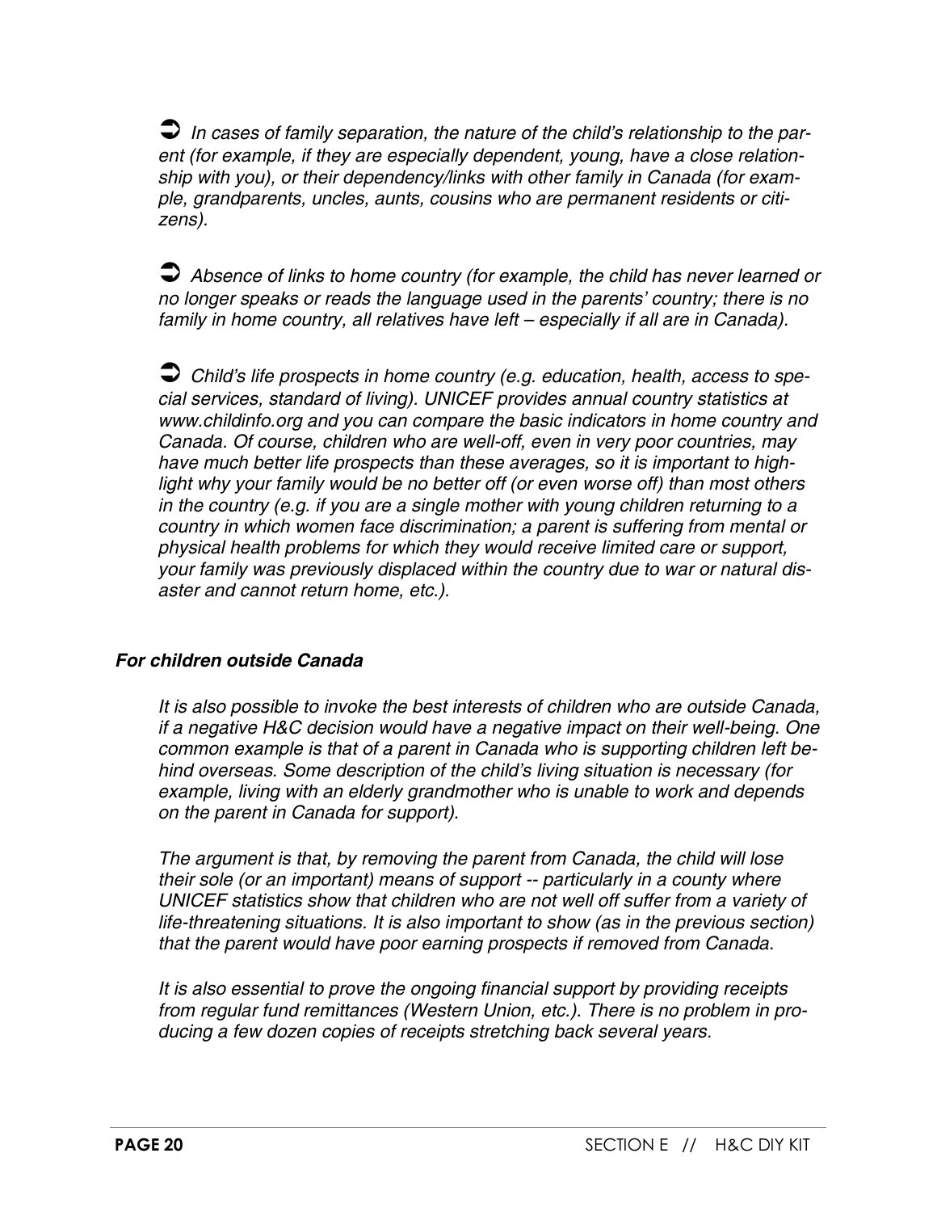➲ *In cases of family separation, the nature of the child's relationship to the parent (for example, if they are especially dependent, young, have a close relationship with you), or their dependency/links with other family in Canada (for example, grandparents, uncles, aunts, cousins who are permanent residents or citizens).*

➲ *Absence of links to home country (for example, the child has never learned or no longer speaks or reads the language used in the parents' country; there is no family in home country, all relatives have left – especially if all are in Canada).*

➲ *Child's life prospects in home country (e.g. education, health, access to special services, standard of living). UNICEF provides annual country statistics at www.childinfo.org and you can compare the basic indicators in home country and Canada. Of course, children who are well-off, even in very poor countries, may have much better life prospects than these averages, so it is important to highlight why your family would be no better off (or even worse off) than most others in the country (e.g. if you are a single mother with young children returning to a country in which women face discrimination; a parent is suffering from mental or physical health problems for which they would receive limited care or support, your family was previously displaced within the country due to war or natural disaster and cannot return home, etc.).*

#### *For children outside Canada*

*It is also possible to invoke the best interests of children who are outside Canada, if a negative H&C decision would have a negative impact on their well-being. One common example is that of a parent in Canada who is supporting children left behind overseas. Some description of the child's living situation is necessary (for example, living with an elderly grandmother who is unable to work and depends on the parent in Canada for support).*

*The argument is that, by removing the parent from Canada, the child will lose their sole (or an important) means of support -- particularly in a county where UNICEF statistics show that children who are not well off suffer from a variety of life-threatening situations. It is also important to show (as in the previous section) that the parent would have poor earning prospects if removed from Canada.*

*It is also essential to prove the ongoing financial support by providing receipts from regular fund remittances (Western Union, etc.). There is no problem in producing a few dozen copies of receipts stretching back several years.*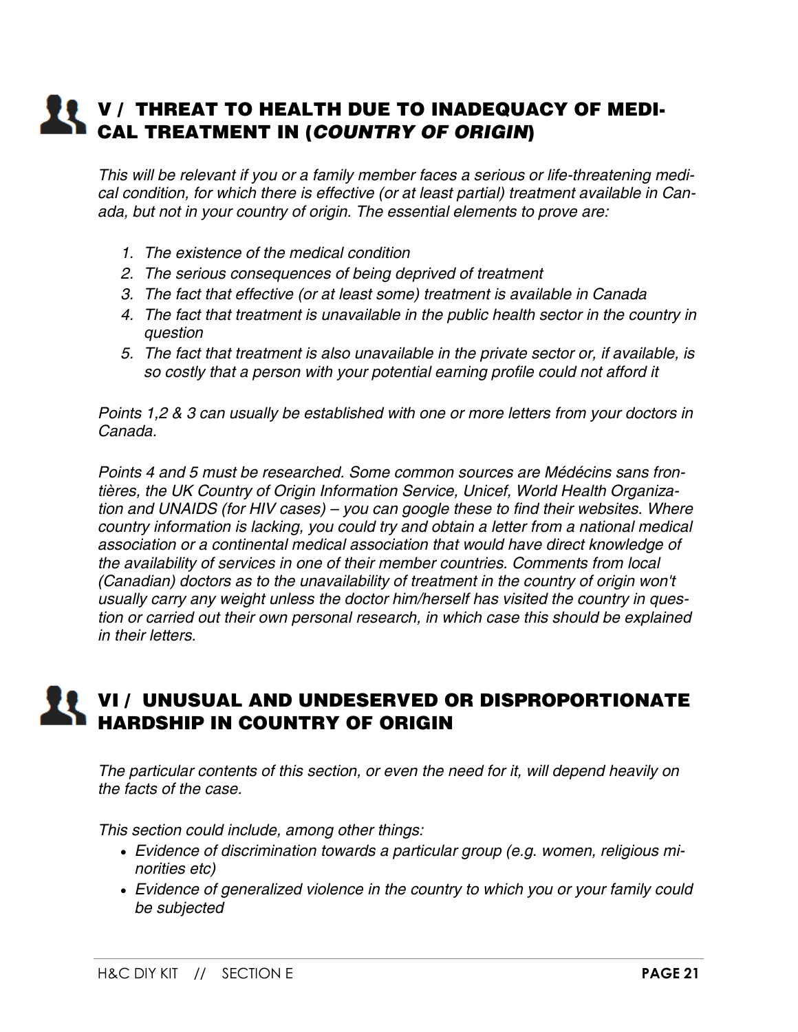## V / THREAT TO HEALTH DUE TO INADEQUACY OF MEDICAL TREATMENT IN (*COUNTRY OF ORIGIN*)

*This will be relevant if you or a family member faces a serious or life-threatening medical condition, for which there is effective (or at least partial) treatment available in Canada, but not in your country of origin. The essential elements to prove are:*

1. *The existence of the medical condition*
2. *The serious consequences of being deprived of treatment*
3. *The fact that effective (or at least some) treatment is available in Canada*
4. *The fact that treatment is unavailable in the public health sector in the country in question*
5. *The fact that treatment is also unavailable in the private sector or, if available, is so costly that a person with your potential earning profile could not afford it*

*Points 1,2 & 3 can usually be established with one or more letters from your doctors in Canada.*

*Points 4 and 5 must be researched. Some common sources are Médécins sans frontières, the UK Country of Origin Information Service, Unicef, World Health Organization and UNAIDS (for HIV cases) – you can google these to find their websites. Where country information is lacking, you could try and obtain a letter from a national medical association or a continental medical association that would have direct knowledge of the availability of services in one of their member countries. Comments from local (Canadian) doctors as to the unavailability of treatment in the country of origin won't usually carry any weight unless the doctor him/herself has visited the country in question or carried out their own personal research, in which case this should be explained in their letters.*

## VI / UNUSUAL AND UNDESERVED OR DISPROPORTIONATE HARDSHIP IN COUNTRY OF ORIGIN

*The particular contents of this section, or even the need for it, will depend heavily on the facts of the case.*

*This section could include, among other things:*

- *Evidence of discrimination towards a particular group (e.g. women, religious minorities etc)*
- *Evidence of generalized violence in the country to which you or your family could be subjected*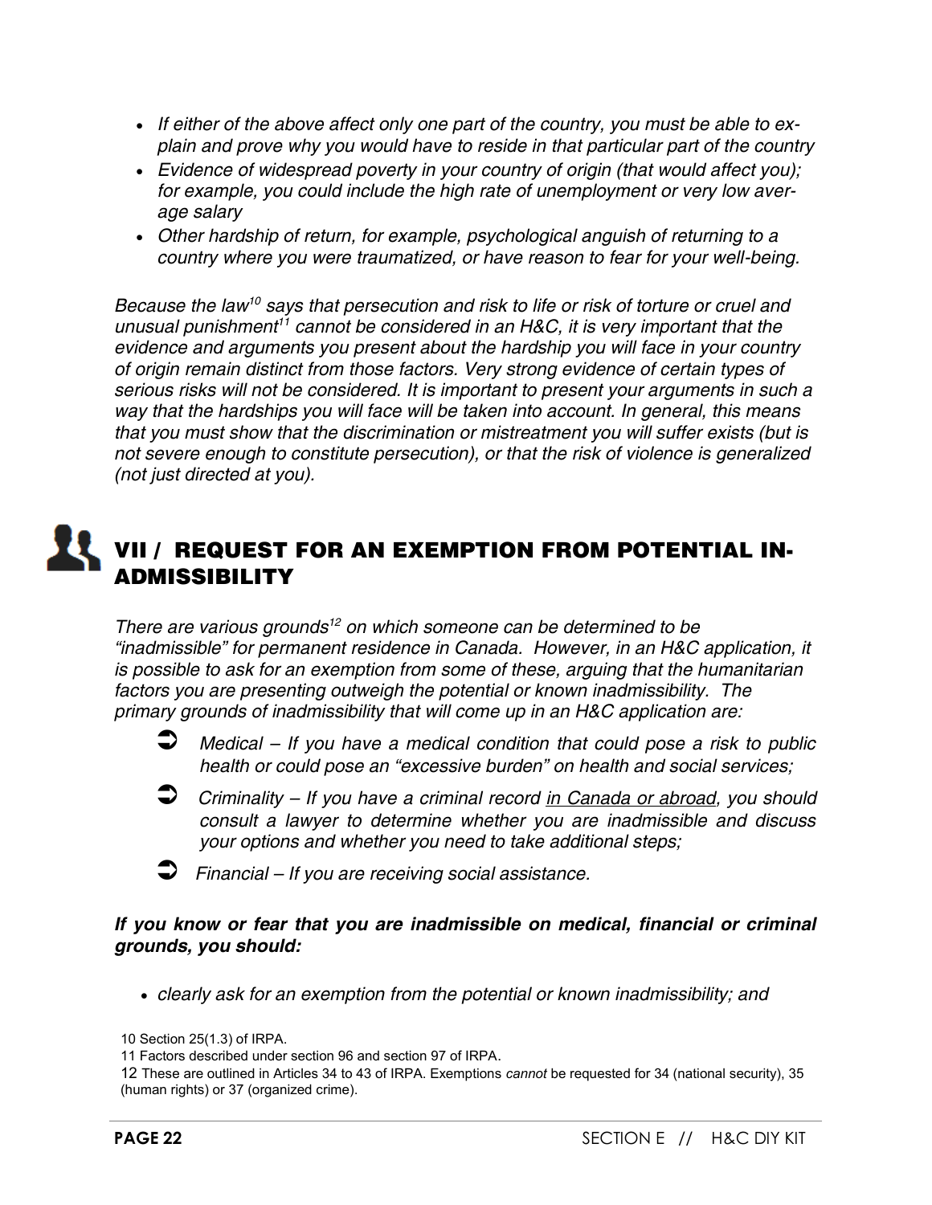- *If either of the above affect only one part of the country, you must be able to explain and prove why you would have to reside in that particular part of the country*
- *Evidence of widespread poverty in your country of origin (that would affect you); for example, you could include the high rate of unemployment or very low average salary*
- *Other hardship of return, for example, psychological anguish of returning to a country where you were traumatized, or have reason to fear for your well-being.*

*Because the law[10] says that persecution and risk to life or risk of torture or cruel and unusual punishment[11] cannot be considered in an H&C, it is very important that the evidence and arguments you present about the hardship you will face in your country of origin remain distinct from those factors. Very strong evidence of certain types of serious risks will not be considered. It is important to present your arguments in such a way that the hardships you will face will be taken into account. In general, this means that you must show that the discrimination or mistreatment you will suffer exists (but is not severe enough to constitute persecution), or that the risk of violence is generalized (not just directed at you).*

## VII / REQUEST FOR AN EXEMPTION FROM POTENTIAL INADMISSIBILITY

*There are various grounds[12] on which someone can be determined to be "inadmissible" for permanent residence in Canada. However, in an H&C application, it is possible to ask for an exemption from some of these, arguing that the humanitarian factors you are presenting outweigh the potential or known inadmissibility. The primary grounds of inadmissibility that will come up in an H&C application are:*

- *Medical – If you have a medical condition that could pose a risk to public health or could pose an "excessive burden" on health and social services;*
- *Criminality – If you have a criminal record in Canada or abroad, you should consult a lawyer to determine whether you are inadmissible and discuss your options and whether you need to take additional steps;*
- *Financial – If you are receiving social assistance.*

***If you know or fear that you are inadmissible on medical, financial or criminal grounds, you should:***

- *clearly ask for an exemption from the potential or known inadmissibility; and*

10 Section 25(1.3) of IRPA.

11 Factors described under section 96 and section 97 of IRPA.

12 These are outlined in Articles 34 to 43 of IRPA. Exemptions *cannot* be requested for 34 (national security), 35 (human rights) or 37 (organized crime).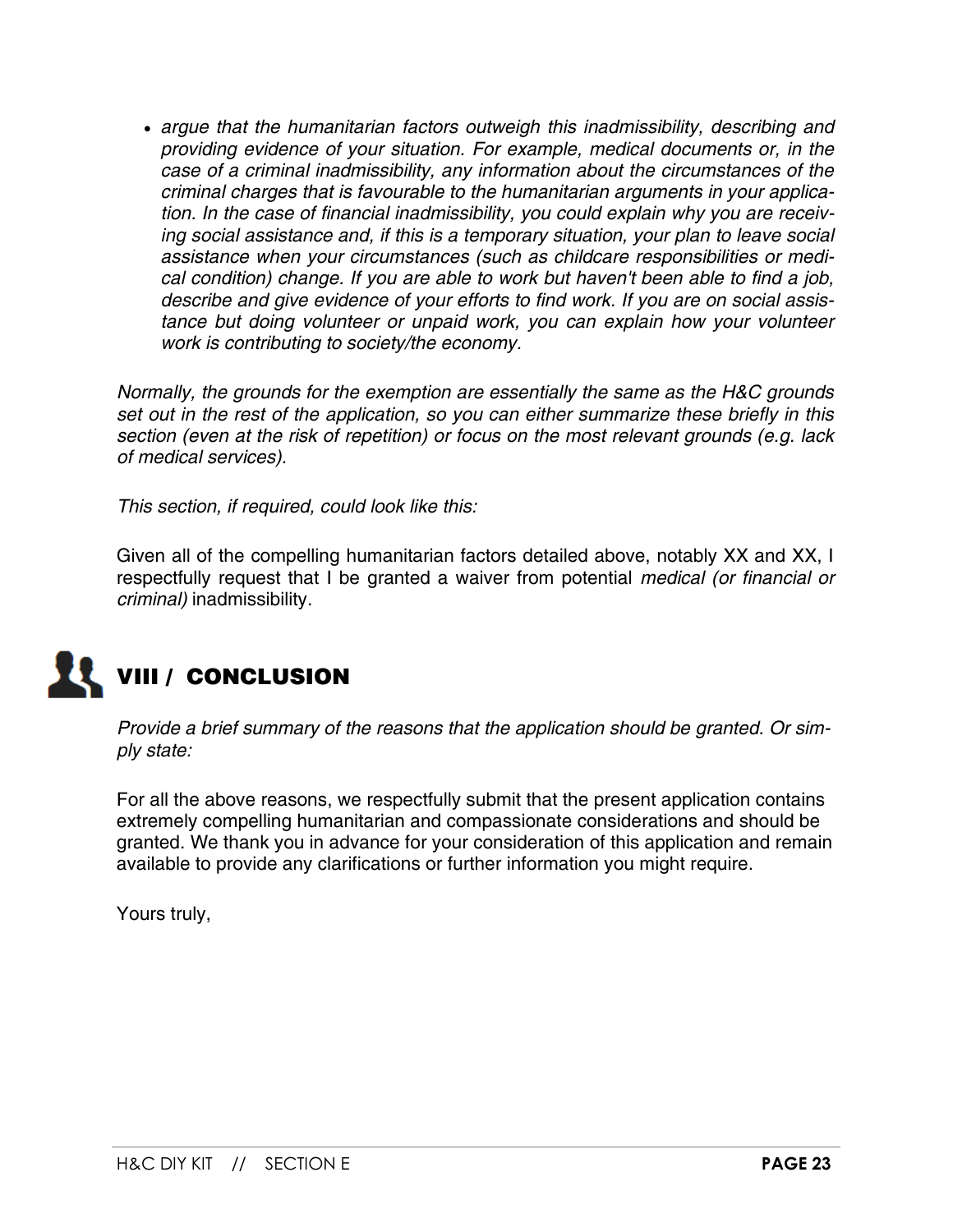- *argue that the humanitarian factors outweigh this inadmissibility, describing and providing evidence of your situation. For example, medical documents or, in the case of a criminal inadmissibility, any information about the circumstances of the criminal charges that is favourable to the humanitarian arguments in your application. In the case of financial inadmissibility, you could explain why you are receiving social assistance and, if this is a temporary situation, your plan to leave social assistance when your circumstances (such as childcare responsibilities or medical condition) change. If you are able to work but haven't been able to find a job, describe and give evidence of your efforts to find work. If you are on social assistance but doing volunteer or unpaid work, you can explain how your volunteer work is contributing to society/the economy.*

*Normally, the grounds for the exemption are essentially the same as the H&C grounds set out in the rest of the application, so you can either summarize these briefly in this section (even at the risk of repetition) or focus on the most relevant grounds (e.g. lack of medical services).*

*This section, if required, could look like this:*

Given all of the compelling humanitarian factors detailed above, notably XX and XX, I respectfully request that I be granted a waiver from potential *medical (or financial or criminal)* inadmissibility.

## VIII / CONCLUSION

*Provide a brief summary of the reasons that the application should be granted. Or simply state:*

For all the above reasons, we respectfully submit that the present application contains extremely compelling humanitarian and compassionate considerations and should be granted. We thank you in advance for your consideration of this application and remain available to provide any clarifications or further information you might require.

Yours truly,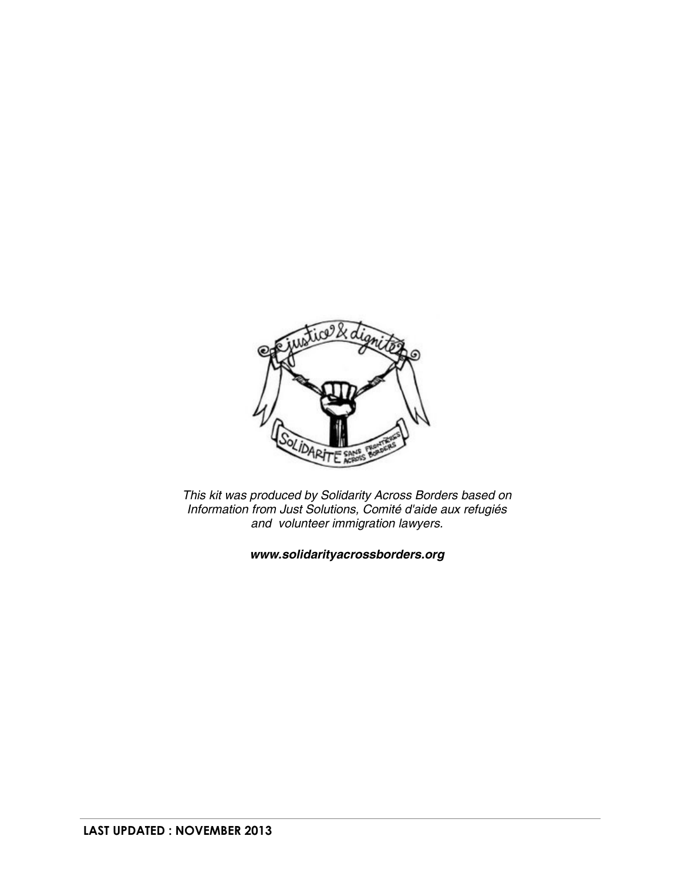*This kit was produced by Solidarity Across Borders based on Information from Just Solutions, Comité d'aide aux refugiés and volunteer immigration lawyers.*

***www.solidarityacrossborders.org***

**LAST UPDATED : NOVEMBER 2013**